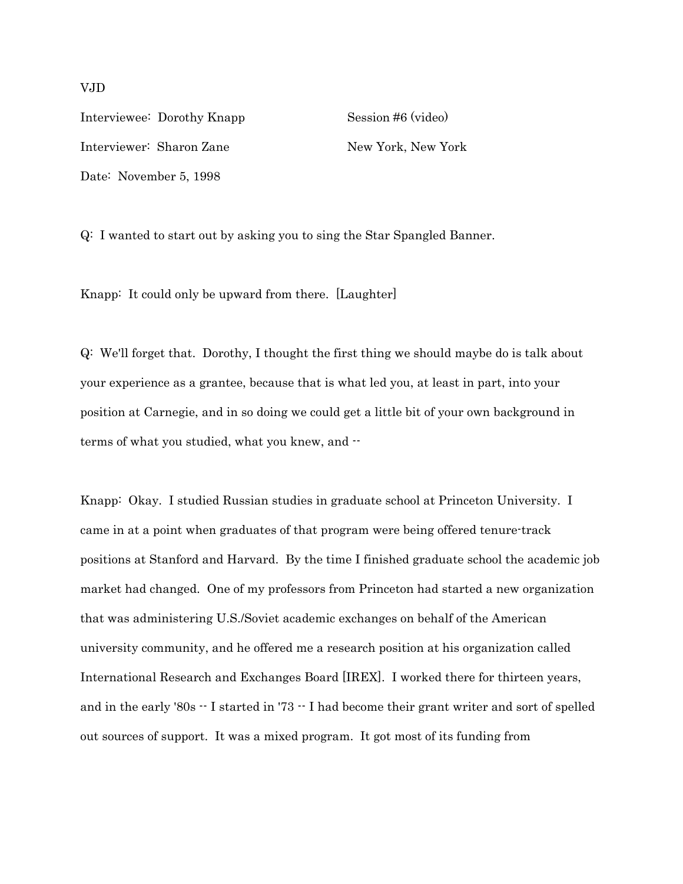VJD

Interviewee: Dorothy Knapp Session #6 (video)

Interviewer: Sharon Zane New York, New York

Date: November 5, 1998

Q: I wanted to start out by asking you to sing the Star Spangled Banner.

Knapp: It could only be upward from there. [Laughter]

Q: We'll forget that. Dorothy, I thought the first thing we should maybe do is talk about your experience as a grantee, because that is what led you, at least in part, into your position at Carnegie, and in so doing we could get a little bit of your own background in terms of what you studied, what you knew, and --

Knapp: Okay. I studied Russian studies in graduate school at Princeton University. I came in at a point when graduates of that program were being offered tenure-track positions at Stanford and Harvard. By the time I finished graduate school the academic job market had changed. One of my professors from Princeton had started a new organization that was administering U.S./Soviet academic exchanges on behalf of the American university community, and he offered me a research position at his organization called International Research and Exchanges Board [IREX]. I worked there for thirteen years, and in the early '80s -- I started in '73 -- I had become their grant writer and sort of spelled out sources of support. It was a mixed program. It got most of its funding from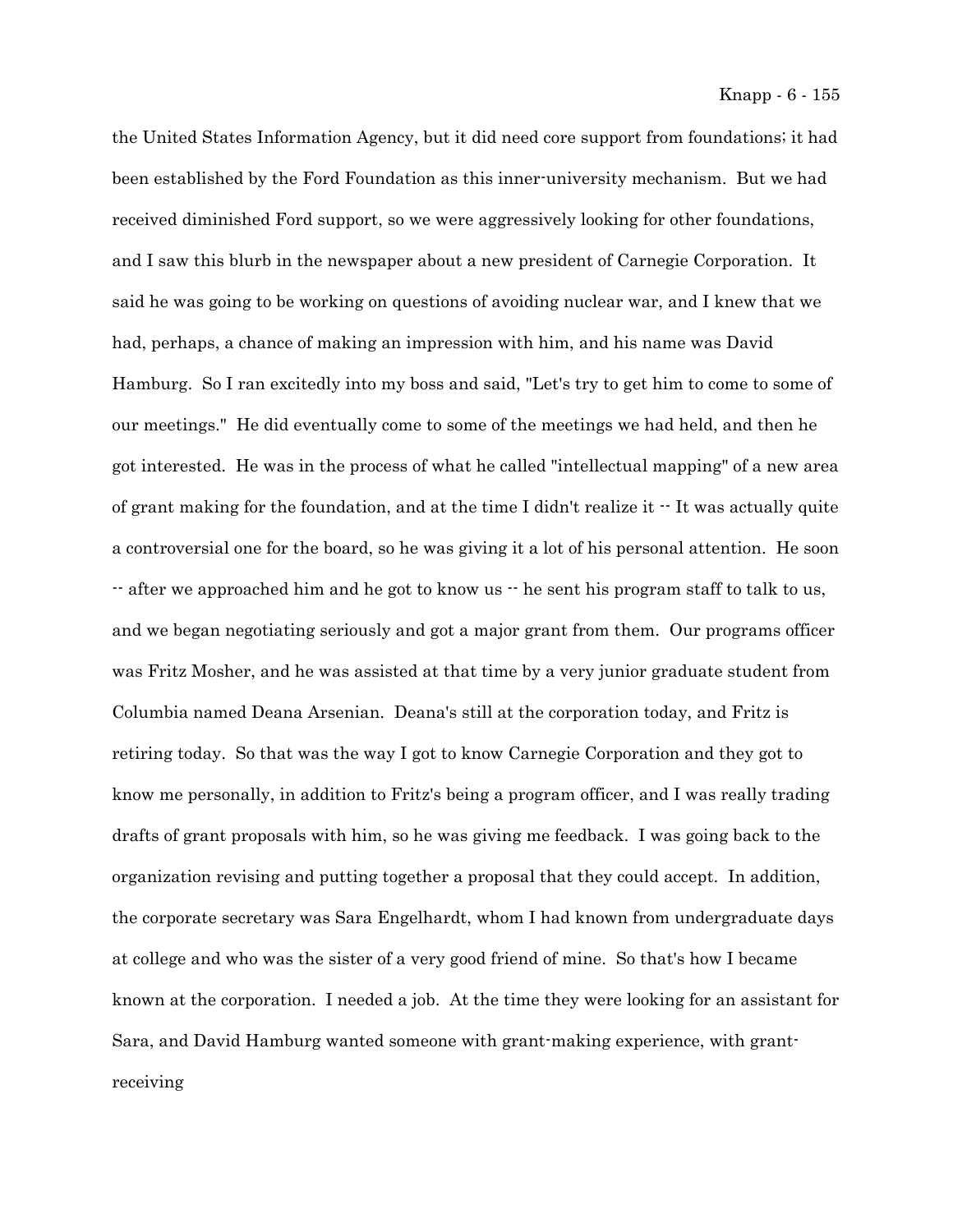the United States Information Agency, but it did need core support from foundations; it had been established by the Ford Foundation as this inner-university mechanism. But we had received diminished Ford support, so we were aggressively looking for other foundations, and I saw this blurb in the newspaper about a new president of Carnegie Corporation. It said he was going to be working on questions of avoiding nuclear war, and I knew that we had, perhaps, a chance of making an impression with him, and his name was David Hamburg. So I ran excitedly into my boss and said, "Let's try to get him to come to some of our meetings." He did eventually come to some of the meetings we had held, and then he got interested. He was in the process of what he called "intellectual mapping" of a new area of grant making for the foundation, and at the time I didn't realize it -- It was actually quite a controversial one for the board, so he was giving it a lot of his personal attention. He soon -- after we approached him and he got to know us -- he sent his program staff to talk to us, and we began negotiating seriously and got a major grant from them. Our programs officer was Fritz Mosher, and he was assisted at that time by a very junior graduate student from Columbia named Deana Arsenian. Deana's still at the corporation today, and Fritz is retiring today. So that was the way I got to know Carnegie Corporation and they got to know me personally, in addition to Fritz's being a program officer, and I was really trading drafts of grant proposals with him, so he was giving me feedback. I was going back to the organization revising and putting together a proposal that they could accept. In addition, the corporate secretary was Sara Engelhardt, whom I had known from undergraduate days at college and who was the sister of a very good friend of mine. So that's how I became known at the corporation. I needed a job. At the time they were looking for an assistant for Sara, and David Hamburg wanted someone with grant-making experience, with grant-receiving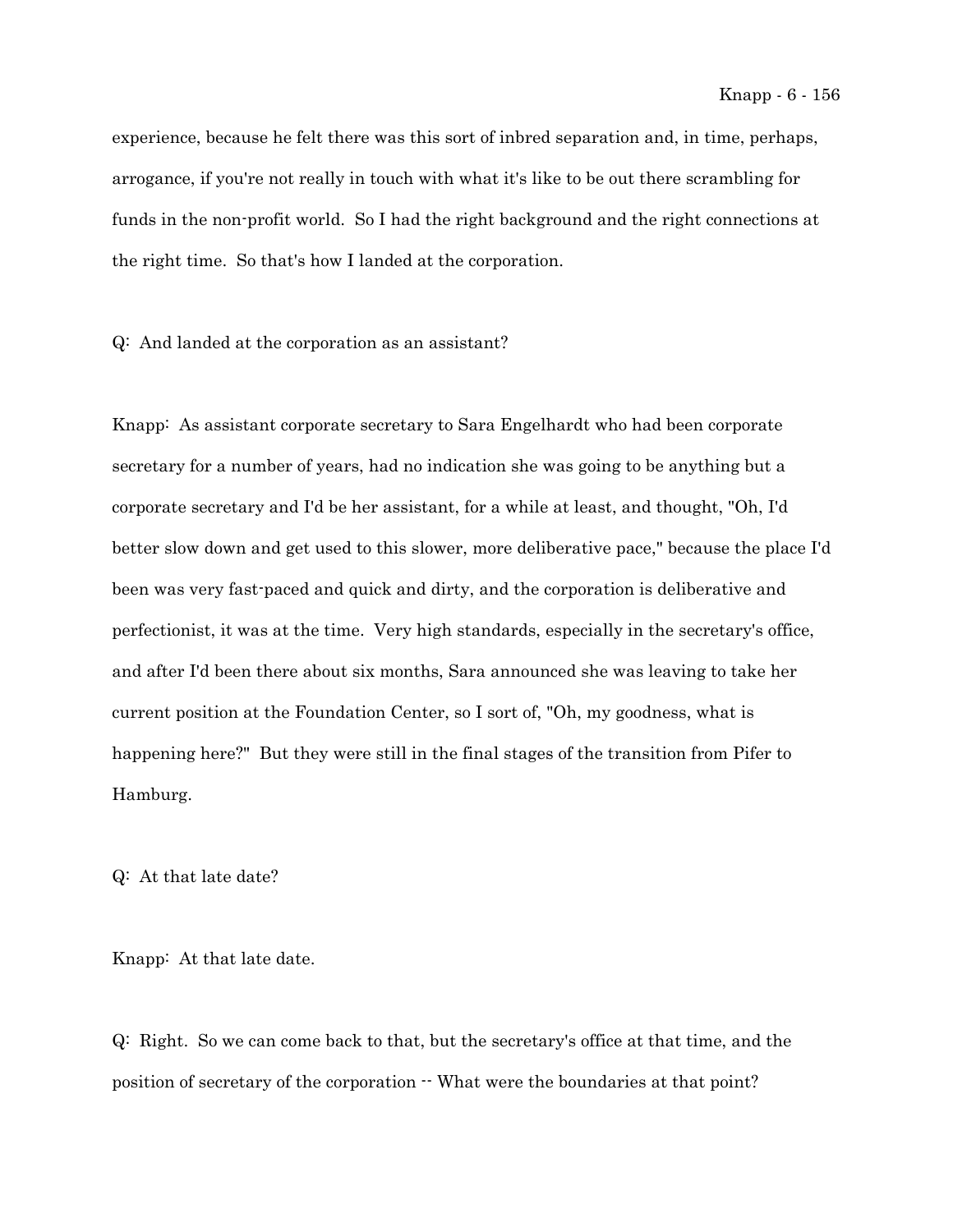experience, because he felt there was this sort of inbred separation and, in time, perhaps, arrogance, if you're not really in touch with what it's like to be out there scrambling for funds in the non-profit world. So I had the right background and the right connections at the right time. So that's how I landed at the corporation.

Q: And landed at the corporation as an assistant?

Knapp: As assistant corporate secretary to Sara Engelhardt who had been corporate secretary for a number of years, had no indication she was going to be anything but a corporate secretary and I'd be her assistant, for a while at least, and thought, "Oh, I'd better slow down and get used to this slower, more deliberative pace," because the place I'd been was very fast-paced and quick and dirty, and the corporation is deliberative and perfectionist, it was at the time. Very high standards, especially in the secretary's office, and after I'd been there about six months, Sara announced she was leaving to take her current position at the Foundation Center, so I sort of, "Oh, my goodness, what is happening here?" But they were still in the final stages of the transition from Pifer to Hamburg.

Q: At that late date?

Knapp: At that late date.

Q: Right. So we can come back to that, but the secretary's office at that time, and the position of secretary of the corporation -- What were the boundaries at that point?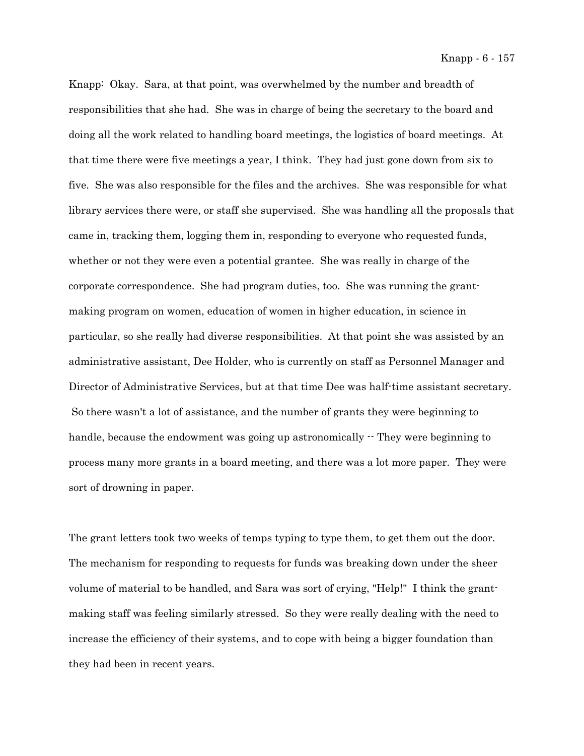Knapp: Okay. Sara, at that point, was overwhelmed by the number and breadth of responsibilities that she had. She was in charge of being the secretary to the board and doing all the work related to handling board meetings, the logistics of board meetings. At that time there were five meetings a year, I think. They had just gone down from six to five. She was also responsible for the files and the archives. She was responsible for what library services there were, or staff she supervised. She was handling all the proposals that came in, tracking them, logging them in, responding to everyone who requested funds, whether or not they were even a potential grantee. She was really in charge of the corporate correspondence. She had program duties, too. She was running the grant-making program on women, education of women in higher education, in science in particular, so she really had diverse responsibilities. At that point she was assisted by an administrative assistant, Dee Holder, who is currently on staff as Personnel Manager and Director of Administrative Services, but at that time Dee was half-time assistant secretary. So there wasn't a lot of assistance, and the number of grants they were beginning to handle, because the endowment was going up astronomically -- They were beginning to process many more grants in a board meeting, and there was a lot more paper. They were sort of drowning in paper.

The grant letters took two weeks of temps typing to type them, to get them out the door. The mechanism for responding to requests for funds was breaking down under the sheer volume of material to be handled, and Sara was sort of crying, "Help!" I think the grant-making staff was feeling similarly stressed. So they were really dealing with the need to increase the efficiency of their systems, and to cope with being a bigger foundation than they had been in recent years.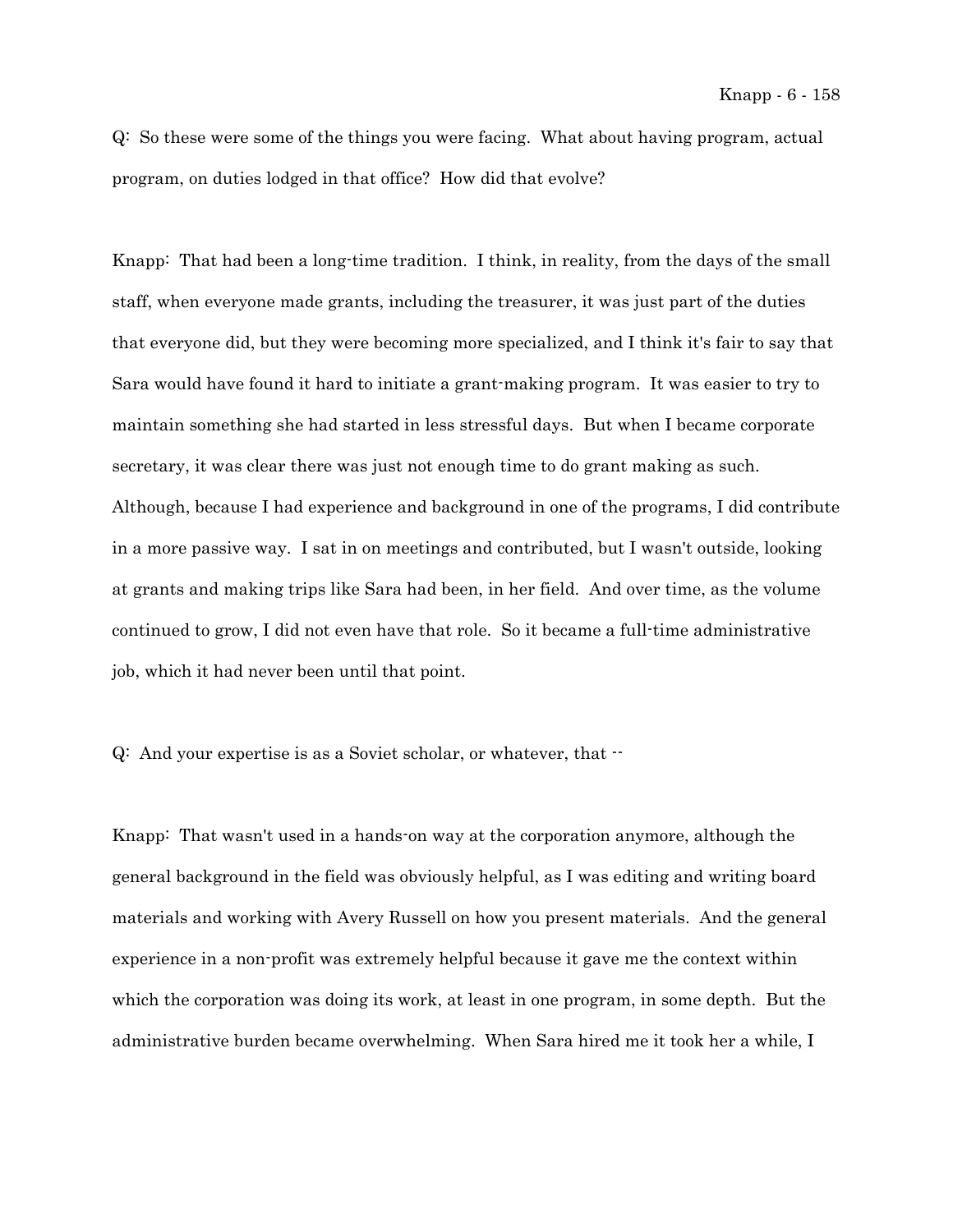Q: So these were some of the things you were facing. What about having program, actual program, on duties lodged in that office? How did that evolve?

Knapp: That had been a long-time tradition. I think, in reality, from the days of the small staff, when everyone made grants, including the treasurer, it was just part of the duties that everyone did, but they were becoming more specialized, and I think it's fair to say that Sara would have found it hard to initiate a grant-making program. It was easier to try to maintain something she had started in less stressful days. But when I became corporate secretary, it was clear there was just not enough time to do grant making as such. Although, because I had experience and background in one of the programs, I did contribute in a more passive way. I sat in on meetings and contributed, but I wasn't outside, looking at grants and making trips like Sara had been, in her field. And over time, as the volume continued to grow, I did not even have that role. So it became a full-time administrative job, which it had never been until that point.

Q: And your expertise is as a Soviet scholar, or whatever, that --

Knapp: That wasn't used in a hands-on way at the corporation anymore, although the general background in the field was obviously helpful, as I was editing and writing board materials and working with Avery Russell on how you present materials. And the general experience in a non-profit was extremely helpful because it gave me the context within which the corporation was doing its work, at least in one program, in some depth. But the administrative burden became overwhelming. When Sara hired me it took her a while, I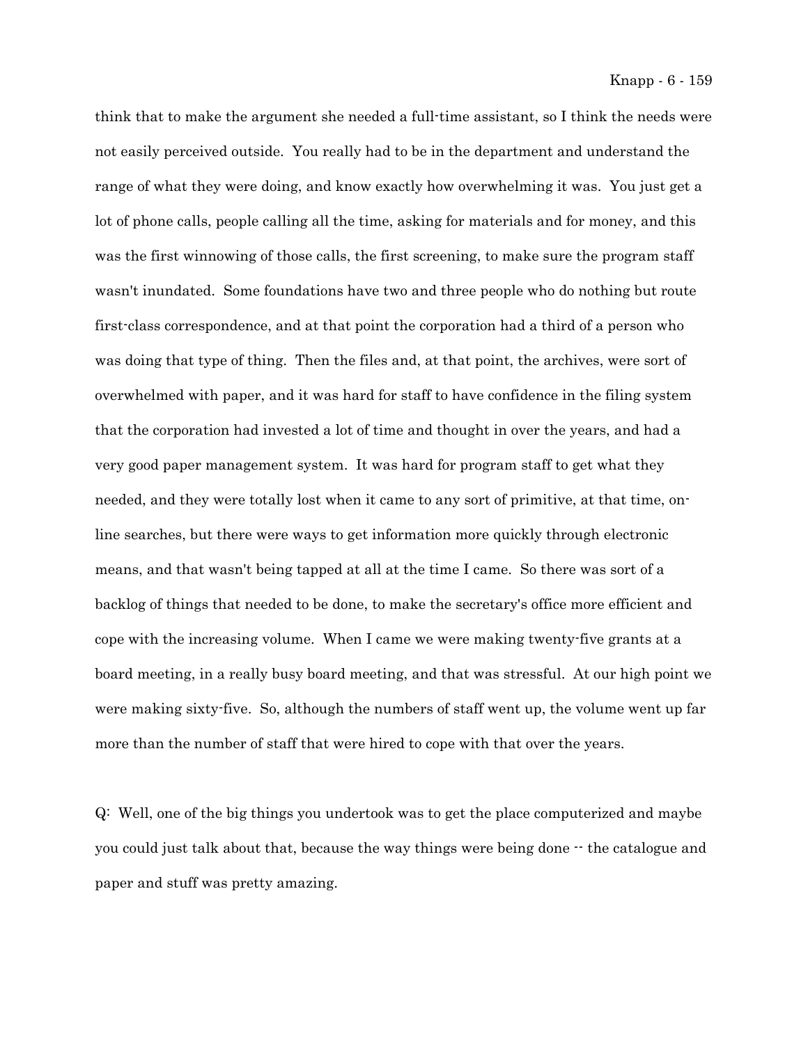think that to make the argument she needed a full-time assistant, so I think the needs were not easily perceived outside. You really had to be in the department and understand the range of what they were doing, and know exactly how overwhelming it was. You just get a lot of phone calls, people calling all the time, asking for materials and for money, and this was the first winnowing of those calls, the first screening, to make sure the program staff wasn't inundated. Some foundations have two and three people who do nothing but route first-class correspondence, and at that point the corporation had a third of a person who was doing that type of thing. Then the files and, at that point, the archives, were sort of overwhelmed with paper, and it was hard for staff to have confidence in the filing system that the corporation had invested a lot of time and thought in over the years, and had a very good paper management system. It was hard for program staff to get what they needed, and they were totally lost when it came to any sort of primitive, at that time, on-line searches, but there were ways to get information more quickly through electronic means, and that wasn't being tapped at all at the time I came. So there was sort of a backlog of things that needed to be done, to make the secretary's office more efficient and cope with the increasing volume. When I came we were making twenty-five grants at a board meeting, in a really busy board meeting, and that was stressful. At our high point we were making sixty-five. So, although the numbers of staff went up, the volume went up far more than the number of staff that were hired to cope with that over the years.

Q: Well, one of the big things you undertook was to get the place computerized and maybe you could just talk about that, because the way things were being done -- the catalogue and paper and stuff was pretty amazing.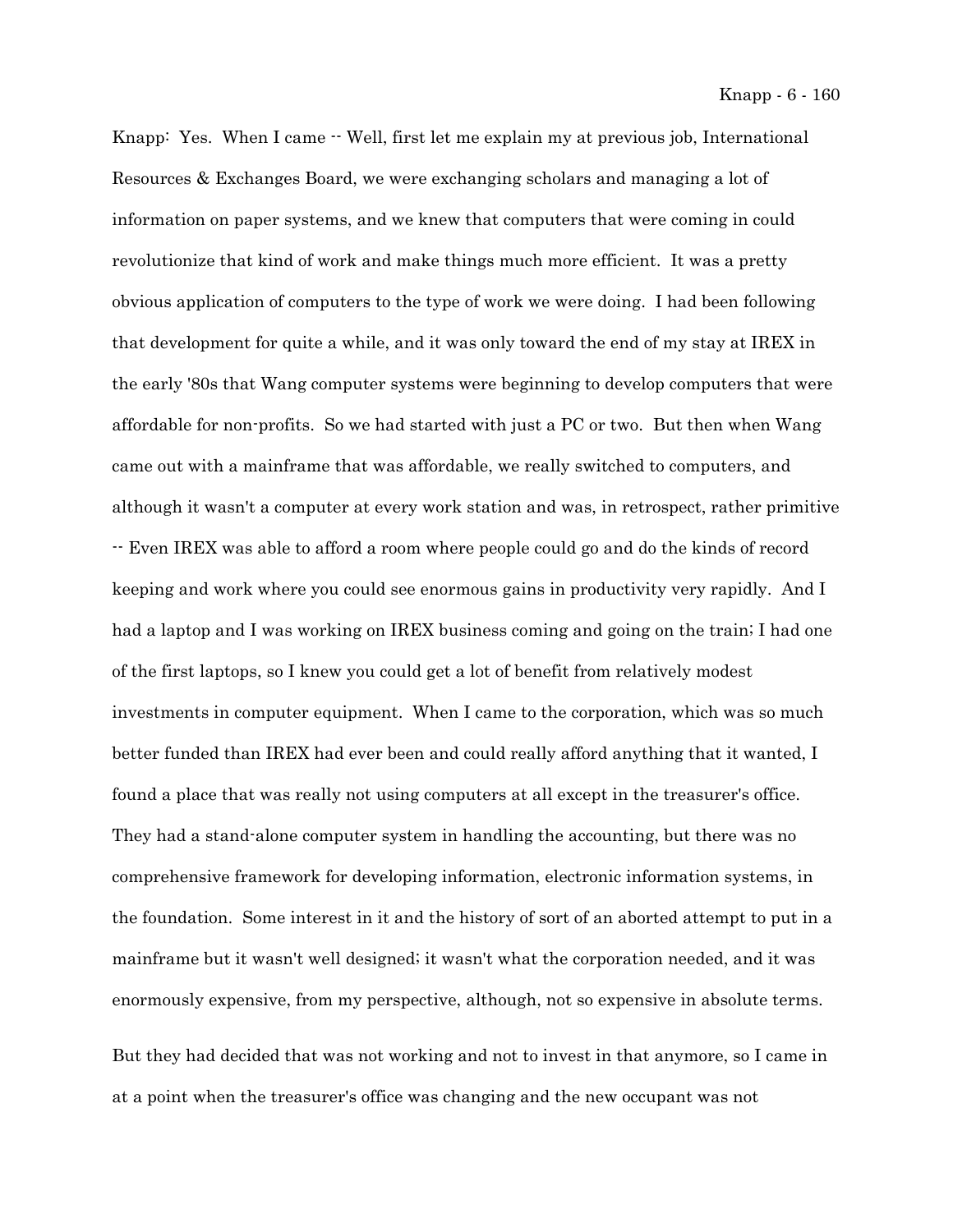Knapp: Yes. When I came -- Well, first let me explain my at previous job, International Resources & Exchanges Board, we were exchanging scholars and managing a lot of information on paper systems, and we knew that computers that were coming in could revolutionize that kind of work and make things much more efficient. It was a pretty obvious application of computers to the type of work we were doing. I had been following that development for quite a while, and it was only toward the end of my stay at IREX in the early '80s that Wang computer systems were beginning to develop computers that were affordable for non-profits. So we had started with just a PC or two. But then when Wang came out with a mainframe that was affordable, we really switched to computers, and although it wasn't a computer at every work station and was, in retrospect, rather primitive -- Even IREX was able to afford a room where people could go and do the kinds of record keeping and work where you could see enormous gains in productivity very rapidly. And I had a laptop and I was working on IREX business coming and going on the train; I had one of the first laptops, so I knew you could get a lot of benefit from relatively modest investments in computer equipment. When I came to the corporation, which was so much better funded than IREX had ever been and could really afford anything that it wanted, I found a place that was really not using computers at all except in the treasurer's office. They had a stand-alone computer system in handling the accounting, but there was no comprehensive framework for developing information, electronic information systems, in the foundation. Some interest in it and the history of sort of an aborted attempt to put in a mainframe but it wasn't well designed; it wasn't what the corporation needed, and it was enormously expensive, from my perspective, although, not so expensive in absolute terms.

But they had decided that was not working and not to invest in that anymore, so I came in at a point when the treasurer's office was changing and the new occupant was not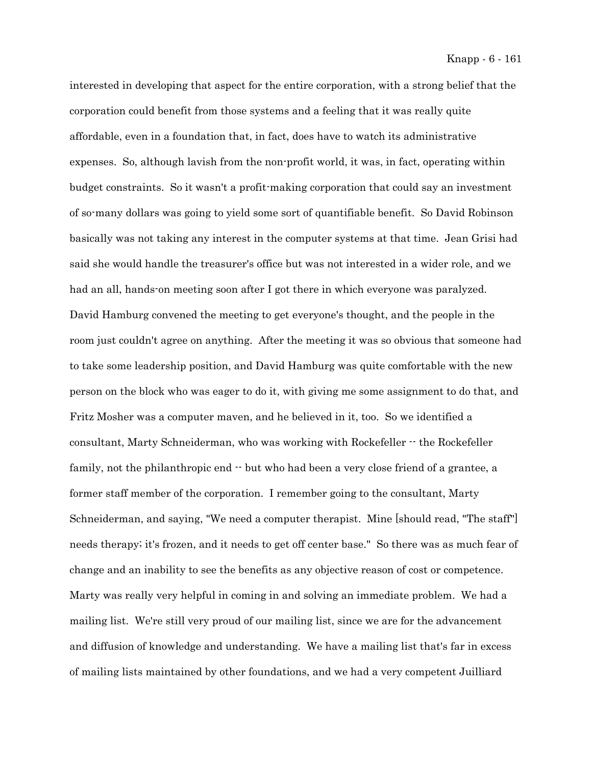interested in developing that aspect for the entire corporation, with a strong belief that the corporation could benefit from those systems and a feeling that it was really quite affordable, even in a foundation that, in fact, does have to watch its administrative expenses. So, although lavish from the non-profit world, it was, in fact, operating within budget constraints. So it wasn't a profit-making corporation that could say an investment of so-many dollars was going to yield some sort of quantifiable benefit. So David Robinson basically was not taking any interest in the computer systems at that time. Jean Grisi had said she would handle the treasurer's office but was not interested in a wider role, and we had an all, hands-on meeting soon after I got there in which everyone was paralyzed. David Hamburg convened the meeting to get everyone's thought, and the people in the room just couldn't agree on anything. After the meeting it was so obvious that someone had to take some leadership position, and David Hamburg was quite comfortable with the new person on the block who was eager to do it, with giving me some assignment to do that, and Fritz Mosher was a computer maven, and he believed in it, too. So we identified a consultant, Marty Schneiderman, who was working with Rockefeller -- the Rockefeller family, not the philanthropic end -- but who had been a very close friend of a grantee, a former staff member of the corporation. I remember going to the consultant, Marty Schneiderman, and saying, "We need a computer therapist. Mine [should read, "The staff"] needs therapy; it's frozen, and it needs to get off center base." So there was as much fear of change and an inability to see the benefits as any objective reason of cost or competence. Marty was really very helpful in coming in and solving an immediate problem. We had a mailing list. We're still very proud of our mailing list, since we are for the advancement and diffusion of knowledge and understanding. We have a mailing list that's far in excess of mailing lists maintained by other foundations, and we had a very competent Juilliard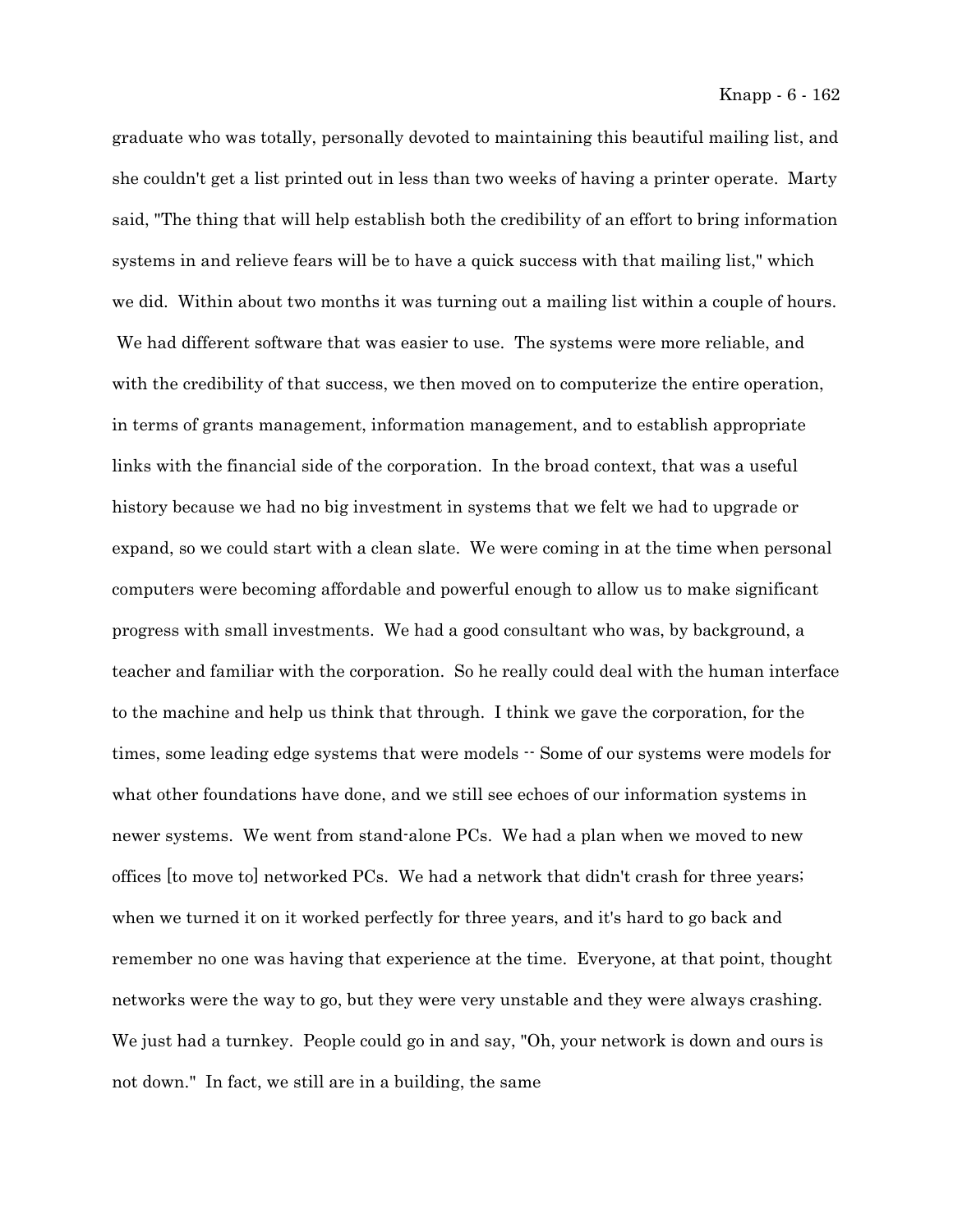graduate who was totally, personally devoted to maintaining this beautiful mailing list, and she couldn't get a list printed out in less than two weeks of having a printer operate. Marty said, "The thing that will help establish both the credibility of an effort to bring information systems in and relieve fears will be to have a quick success with that mailing list," which we did. Within about two months it was turning out a mailing list within a couple of hours. We had different software that was easier to use. The systems were more reliable, and with the credibility of that success, we then moved on to computerize the entire operation, in terms of grants management, information management, and to establish appropriate links with the financial side of the corporation. In the broad context, that was a useful history because we had no big investment in systems that we felt we had to upgrade or expand, so we could start with a clean slate. We were coming in at the time when personal computers were becoming affordable and powerful enough to allow us to make significant progress with small investments. We had a good consultant who was, by background, a teacher and familiar with the corporation. So he really could deal with the human interface to the machine and help us think that through. I think we gave the corporation, for the times, some leading edge systems that were models -- Some of our systems were models for what other foundations have done, and we still see echoes of our information systems in newer systems. We went from stand-alone PCs. We had a plan when we moved to new offices [to move to] networked PCs. We had a network that didn't crash for three years; when we turned it on it worked perfectly for three years, and it's hard to go back and remember no one was having that experience at the time. Everyone, at that point, thought networks were the way to go, but they were very unstable and they were always crashing. We just had a turnkey. People could go in and say, "Oh, your network is down and ours is not down." In fact, we still are in a building, the same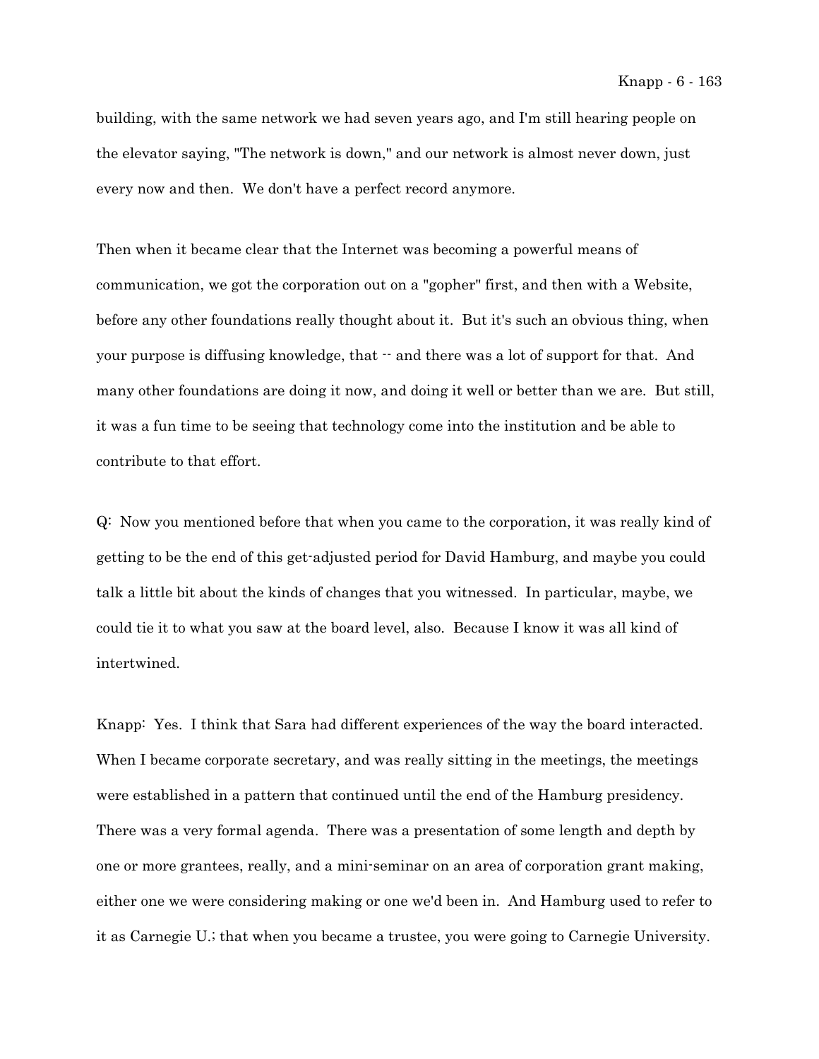building, with the same network we had seven years ago, and I'm still hearing people on the elevator saying, "The network is down," and our network is almost never down, just every now and then. We don't have a perfect record anymore.

Then when it became clear that the Internet was becoming a powerful means of communication, we got the corporation out on a "gopher" first, and then with a Website, before any other foundations really thought about it. But it's such an obvious thing, when your purpose is diffusing knowledge, that -- and there was a lot of support for that. And many other foundations are doing it now, and doing it well or better than we are. But still, it was a fun time to be seeing that technology come into the institution and be able to contribute to that effort.

Q: Now you mentioned before that when you came to the corporation, it was really kind of getting to be the end of this get-adjusted period for David Hamburg, and maybe you could talk a little bit about the kinds of changes that you witnessed. In particular, maybe, we could tie it to what you saw at the board level, also. Because I know it was all kind of intertwined.

Knapp: Yes. I think that Sara had different experiences of the way the board interacted. When I became corporate secretary, and was really sitting in the meetings, the meetings were established in a pattern that continued until the end of the Hamburg presidency. There was a very formal agenda. There was a presentation of some length and depth by one or more grantees, really, and a mini-seminar on an area of corporation grant making, either one we were considering making or one we'd been in. And Hamburg used to refer to it as Carnegie U.; that when you became a trustee, you were going to Carnegie University.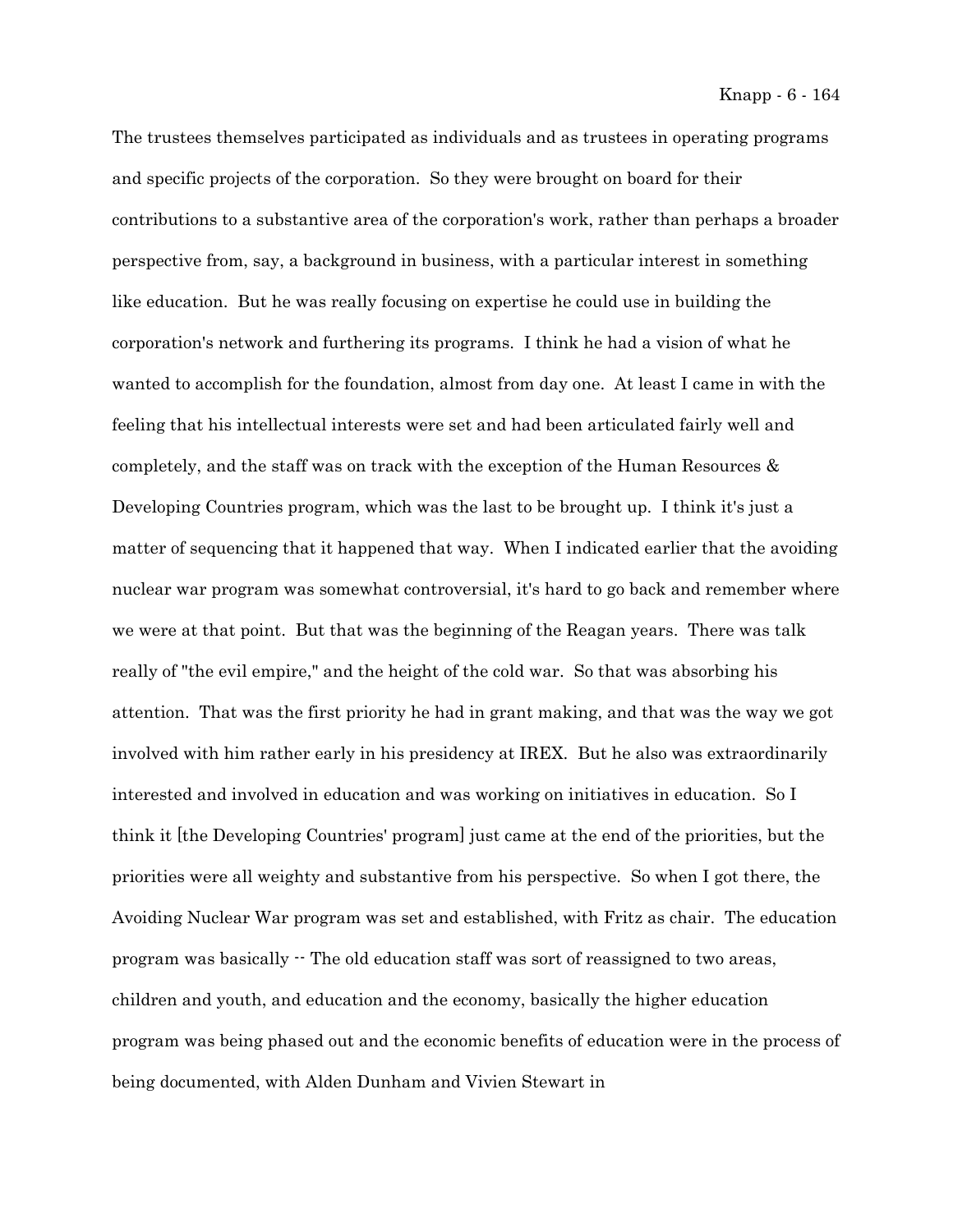The trustees themselves participated as individuals and as trustees in operating programs and specific projects of the corporation. So they were brought on board for their contributions to a substantive area of the corporation's work, rather than perhaps a broader perspective from, say, a background in business, with a particular interest in something like education. But he was really focusing on expertise he could use in building the corporation's network and furthering its programs. I think he had a vision of what he wanted to accomplish for the foundation, almost from day one. At least I came in with the feeling that his intellectual interests were set and had been articulated fairly well and completely, and the staff was on track with the exception of the Human Resources & Developing Countries program, which was the last to be brought up. I think it's just a matter of sequencing that it happened that way. When I indicated earlier that the avoiding nuclear war program was somewhat controversial, it's hard to go back and remember where we were at that point. But that was the beginning of the Reagan years. There was talk really of "the evil empire," and the height of the cold war. So that was absorbing his attention. That was the first priority he had in grant making, and that was the way we got involved with him rather early in his presidency at IREX. But he also was extraordinarily interested and involved in education and was working on initiatives in education. So I think it [the Developing Countries' program] just came at the end of the priorities, but the priorities were all weighty and substantive from his perspective. So when I got there, the Avoiding Nuclear War program was set and established, with Fritz as chair. The education program was basically -- The old education staff was sort of reassigned to two areas, children and youth, and education and the economy, basically the higher education program was being phased out and the economic benefits of education were in the process of being documented, with Alden Dunham and Vivien Stewart in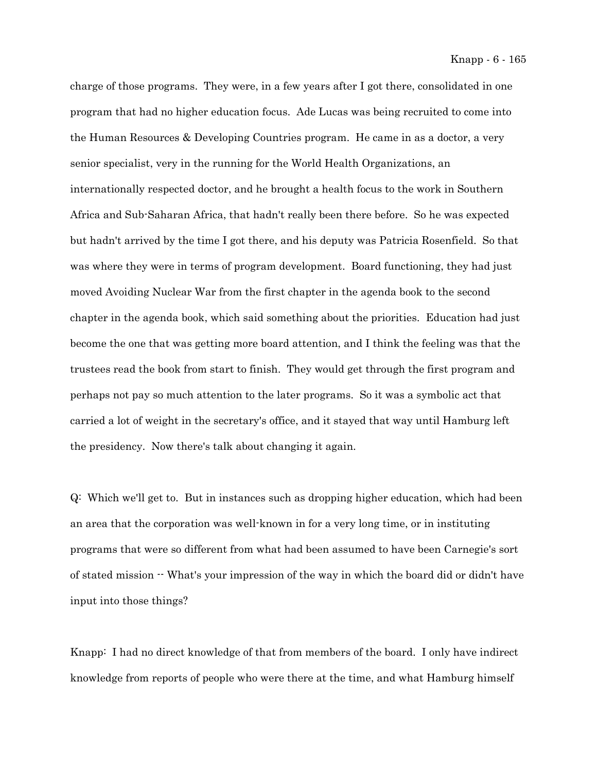charge of those programs. They were, in a few years after I got there, consolidated in one program that had no higher education focus. Ade Lucas was being recruited to come into the Human Resources & Developing Countries program. He came in as a doctor, a very senior specialist, very in the running for the World Health Organizations, an internationally respected doctor, and he brought a health focus to the work in Southern Africa and Sub-Saharan Africa, that hadn't really been there before. So he was expected but hadn't arrived by the time I got there, and his deputy was Patricia Rosenfield. So that was where they were in terms of program development. Board functioning, they had just moved Avoiding Nuclear War from the first chapter in the agenda book to the second chapter in the agenda book, which said something about the priorities. Education had just become the one that was getting more board attention, and I think the feeling was that the trustees read the book from start to finish. They would get through the first program and perhaps not pay so much attention to the later programs. So it was a symbolic act that carried a lot of weight in the secretary's office, and it stayed that way until Hamburg left the presidency. Now there's talk about changing it again.

Q: Which we'll get to. But in instances such as dropping higher education, which had been an area that the corporation was well-known in for a very long time, or in instituting programs that were so different from what had been assumed to have been Carnegie's sort of stated mission -- What's your impression of the way in which the board did or didn't have input into those things?

Knapp: I had no direct knowledge of that from members of the board. I only have indirect knowledge from reports of people who were there at the time, and what Hamburg himself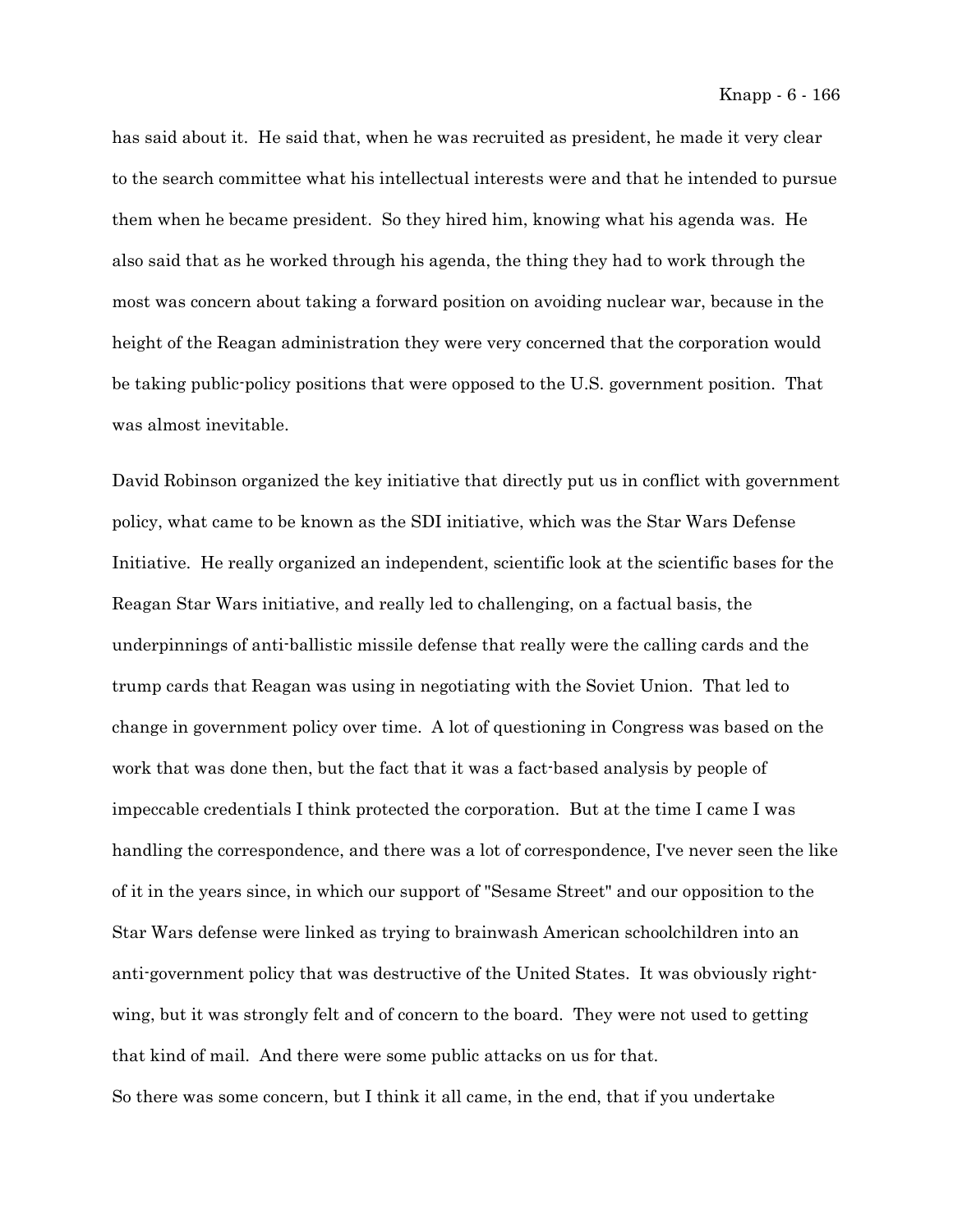has said about it. He said that, when he was recruited as president, he made it very clear to the search committee what his intellectual interests were and that he intended to pursue them when he became president. So they hired him, knowing what his agenda was. He also said that as he worked through his agenda, the thing they had to work through the most was concern about taking a forward position on avoiding nuclear war, because in the height of the Reagan administration they were very concerned that the corporation would be taking public-policy positions that were opposed to the U.S. government position. That was almost inevitable.

David Robinson organized the key initiative that directly put us in conflict with government policy, what came to be known as the SDI initiative, which was the Star Wars Defense Initiative. He really organized an independent, scientific look at the scientific bases for the Reagan Star Wars initiative, and really led to challenging, on a factual basis, the underpinnings of anti-ballistic missile defense that really were the calling cards and the trump cards that Reagan was using in negotiating with the Soviet Union. That led to change in government policy over time. A lot of questioning in Congress was based on the work that was done then, but the fact that it was a fact-based analysis by people of impeccable credentials I think protected the corporation. But at the time I came I was handling the correspondence, and there was a lot of correspondence, I've never seen the like of it in the years since, in which our support of "Sesame Street" and our opposition to the Star Wars defense were linked as trying to brainwash American schoolchildren into an anti-government policy that was destructive of the United States. It was obviously right-wing, but it was strongly felt and of concern to the board. They were not used to getting that kind of mail. And there were some public attacks on us for that.

So there was some concern, but I think it all came, in the end, that if you undertake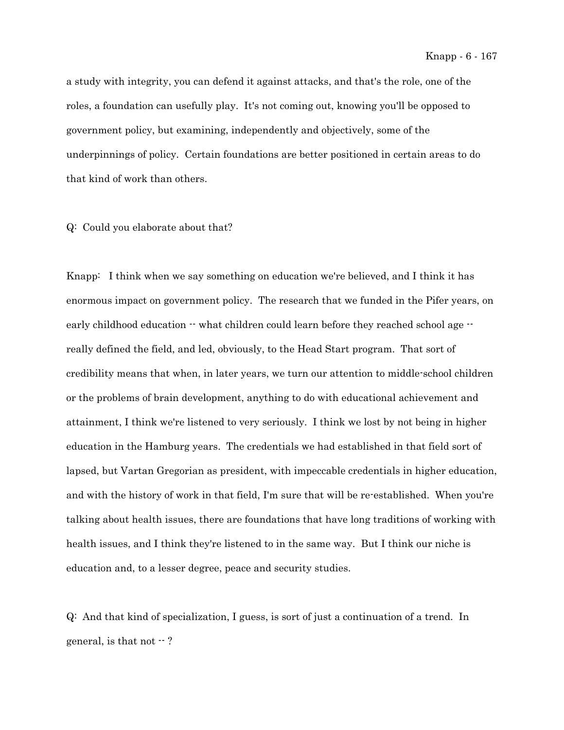a study with integrity, you can defend it against attacks, and that's the role, one of the roles, a foundation can usefully play. It's not coming out, knowing you'll be opposed to government policy, but examining, independently and objectively, some of the underpinnings of policy. Certain foundations are better positioned in certain areas to do that kind of work than others.

Q: Could you elaborate about that?

Knapp: I think when we say something on education we're believed, and I think it has enormous impact on government policy. The research that we funded in the Pifer years, on early childhood education -- what children could learn before they reached school age -- really defined the field, and led, obviously, to the Head Start program. That sort of credibility means that when, in later years, we turn our attention to middle-school children or the problems of brain development, anything to do with educational achievement and attainment, I think we're listened to very seriously. I think we lost by not being in higher education in the Hamburg years. The credentials we had established in that field sort of lapsed, but Vartan Gregorian as president, with impeccable credentials in higher education, and with the history of work in that field, I'm sure that will be re-established. When you're talking about health issues, there are foundations that have long traditions of working with health issues, and I think they're listened to in the same way. But I think our niche is education and, to a lesser degree, peace and security studies.

Q: And that kind of specialization, I guess, is sort of just a continuation of a trend. In general, is that not -- ?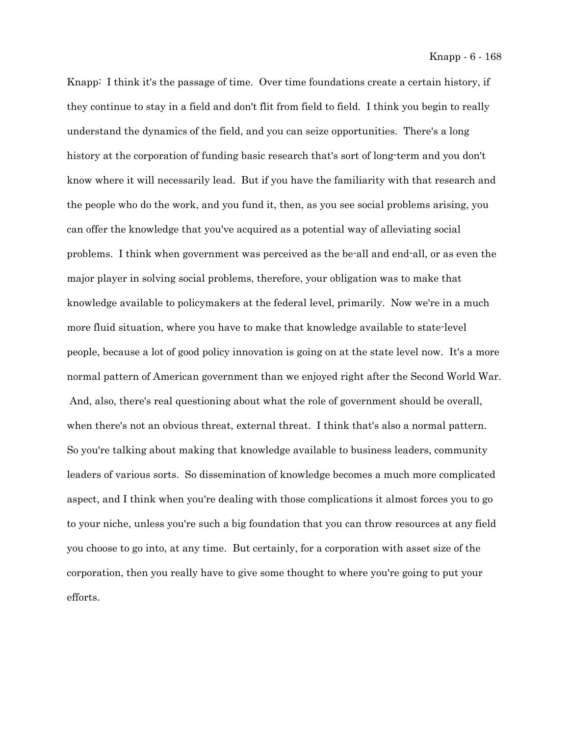Knapp: I think it's the passage of time. Over time foundations create a certain history, if they continue to stay in a field and don't flit from field to field. I think you begin to really understand the dynamics of the field, and you can seize opportunities. There's a long history at the corporation of funding basic research that's sort of long-term and you don't know where it will necessarily lead. But if you have the familiarity with that research and the people who do the work, and you fund it, then, as you see social problems arising, you can offer the knowledge that you've acquired as a potential way of alleviating social problems. I think when government was perceived as the be-all and end-all, or as even the major player in solving social problems, therefore, your obligation was to make that knowledge available to policymakers at the federal level, primarily. Now we're in a much more fluid situation, where you have to make that knowledge available to state-level people, because a lot of good policy innovation is going on at the state level now. It's a more normal pattern of American government than we enjoyed right after the Second World War. And, also, there's real questioning about what the role of government should be overall, when there's not an obvious threat, external threat. I think that's also a normal pattern. So you're talking about making that knowledge available to business leaders, community leaders of various sorts. So dissemination of knowledge becomes a much more complicated aspect, and I think when you're dealing with those complications it almost forces you to go to your niche, unless you're such a big foundation that you can throw resources at any field you choose to go into, at any time. But certainly, for a corporation with asset size of the corporation, then you really have to give some thought to where you're going to put your efforts.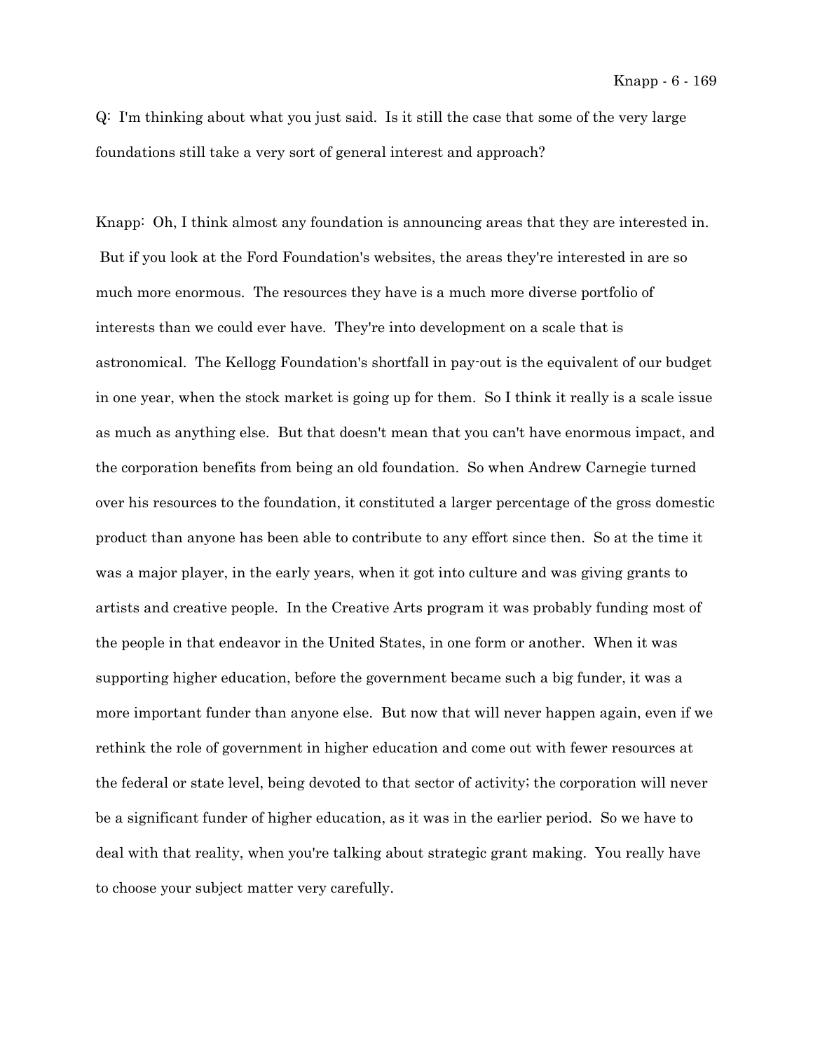Q: I'm thinking about what you just said. Is it still the case that some of the very large foundations still take a very sort of general interest and approach?

Knapp: Oh, I think almost any foundation is announcing areas that they are interested in. But if you look at the Ford Foundation's websites, the areas they're interested in are so much more enormous. The resources they have is a much more diverse portfolio of interests than we could ever have. They're into development on a scale that is astronomical. The Kellogg Foundation's shortfall in pay-out is the equivalent of our budget in one year, when the stock market is going up for them. So I think it really is a scale issue as much as anything else. But that doesn't mean that you can't have enormous impact, and the corporation benefits from being an old foundation. So when Andrew Carnegie turned over his resources to the foundation, it constituted a larger percentage of the gross domestic product than anyone has been able to contribute to any effort since then. So at the time it was a major player, in the early years, when it got into culture and was giving grants to artists and creative people. In the Creative Arts program it was probably funding most of the people in that endeavor in the United States, in one form or another. When it was supporting higher education, before the government became such a big funder, it was a more important funder than anyone else. But now that will never happen again, even if we rethink the role of government in higher education and come out with fewer resources at the federal or state level, being devoted to that sector of activity; the corporation will never be a significant funder of higher education, as it was in the earlier period. So we have to deal with that reality, when you're talking about strategic grant making. You really have to choose your subject matter very carefully.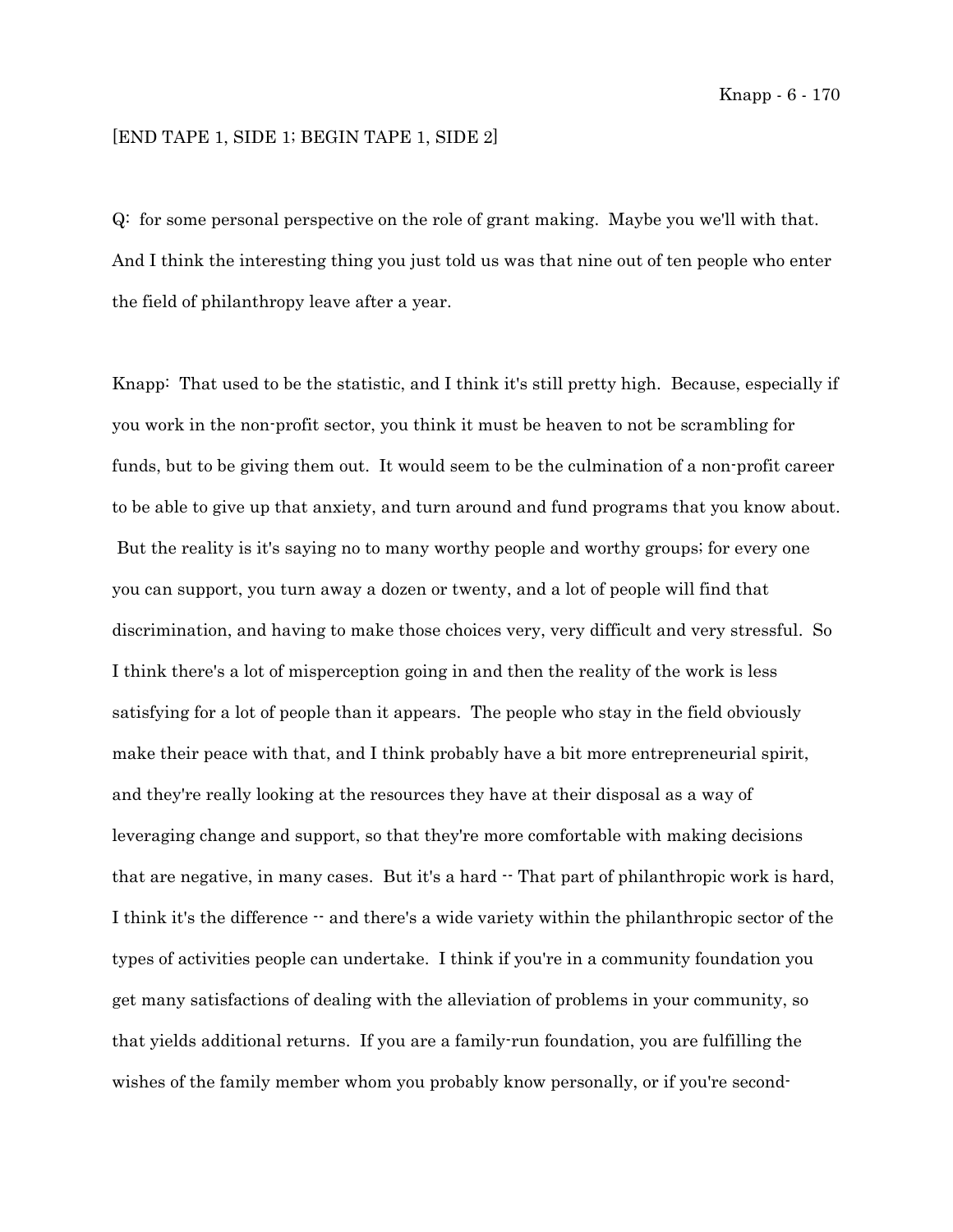[END TAPE 1, SIDE 1; BEGIN TAPE 1, SIDE 2]

Q: for some personal perspective on the role of grant making. Maybe you we'll with that. And I think the interesting thing you just told us was that nine out of ten people who enter the field of philanthropy leave after a year.

Knapp: That used to be the statistic, and I think it's still pretty high. Because, especially if you work in the non-profit sector, you think it must be heaven to not be scrambling for funds, but to be giving them out. It would seem to be the culmination of a non-profit career to be able to give up that anxiety, and turn around and fund programs that you know about. But the reality is it's saying no to many worthy people and worthy groups; for every one you can support, you turn away a dozen or twenty, and a lot of people will find that discrimination, and having to make those choices very, very difficult and very stressful. So I think there's a lot of misperception going in and then the reality of the work is less satisfying for a lot of people than it appears. The people who stay in the field obviously make their peace with that, and I think probably have a bit more entrepreneurial spirit, and they're really looking at the resources they have at their disposal as a way of leveraging change and support, so that they're more comfortable with making decisions that are negative, in many cases. But it's a hard -- That part of philanthropic work is hard, I think it's the difference -- and there's a wide variety within the philanthropic sector of the types of activities people can undertake. I think if you're in a community foundation you get many satisfactions of dealing with the alleviation of problems in your community, so that yields additional returns. If you are a family-run foundation, you are fulfilling the wishes of the family member whom you probably know personally, or if you're second-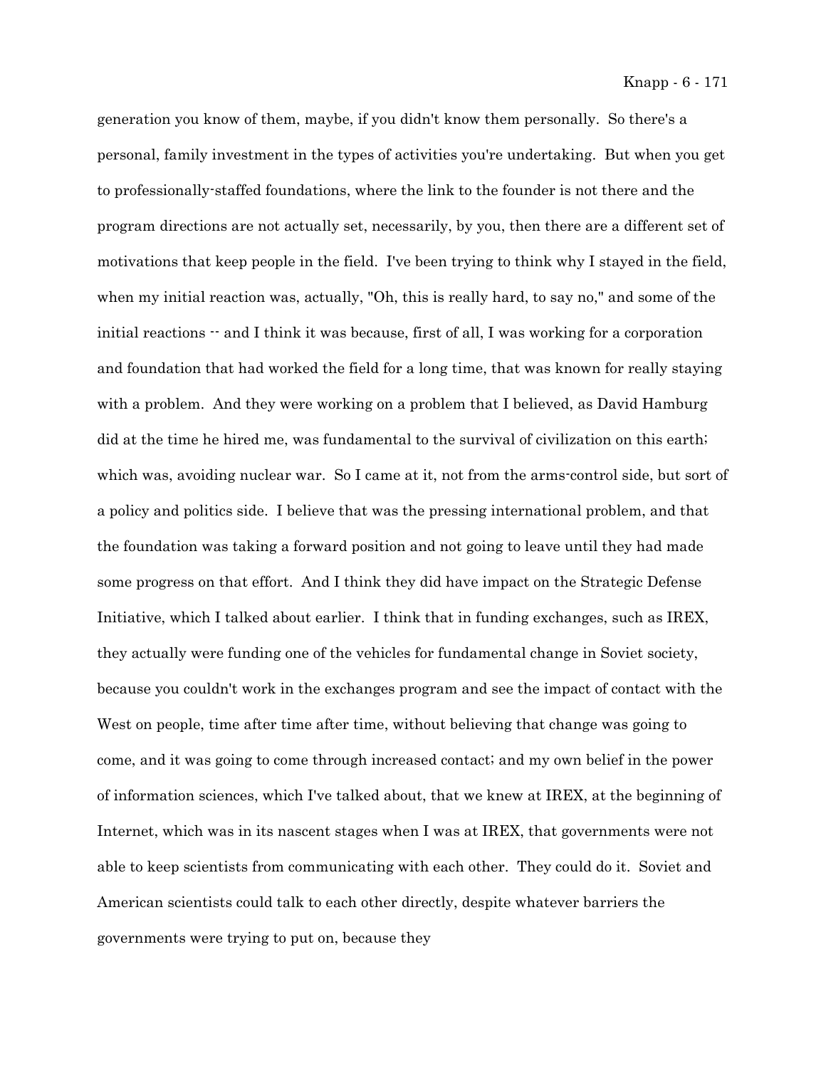generation you know of them, maybe, if you didn't know them personally. So there's a personal, family investment in the types of activities you're undertaking. But when you get to professionally-staffed foundations, where the link to the founder is not there and the program directions are not actually set, necessarily, by you, then there are a different set of motivations that keep people in the field. I've been trying to think why I stayed in the field, when my initial reaction was, actually, "Oh, this is really hard, to say no," and some of the initial reactions -- and I think it was because, first of all, I was working for a corporation and foundation that had worked the field for a long time, that was known for really staying with a problem. And they were working on a problem that I believed, as David Hamburg did at the time he hired me, was fundamental to the survival of civilization on this earth; which was, avoiding nuclear war. So I came at it, not from the arms-control side, but sort of a policy and politics side. I believe that was the pressing international problem, and that the foundation was taking a forward position and not going to leave until they had made some progress on that effort. And I think they did have impact on the Strategic Defense Initiative, which I talked about earlier. I think that in funding exchanges, such as IREX, they actually were funding one of the vehicles for fundamental change in Soviet society, because you couldn't work in the exchanges program and see the impact of contact with the West on people, time after time after time, without believing that change was going to come, and it was going to come through increased contact; and my own belief in the power of information sciences, which I've talked about, that we knew at IREX, at the beginning of Internet, which was in its nascent stages when I was at IREX, that governments were not able to keep scientists from communicating with each other. They could do it. Soviet and American scientists could talk to each other directly, despite whatever barriers the governments were trying to put on, because they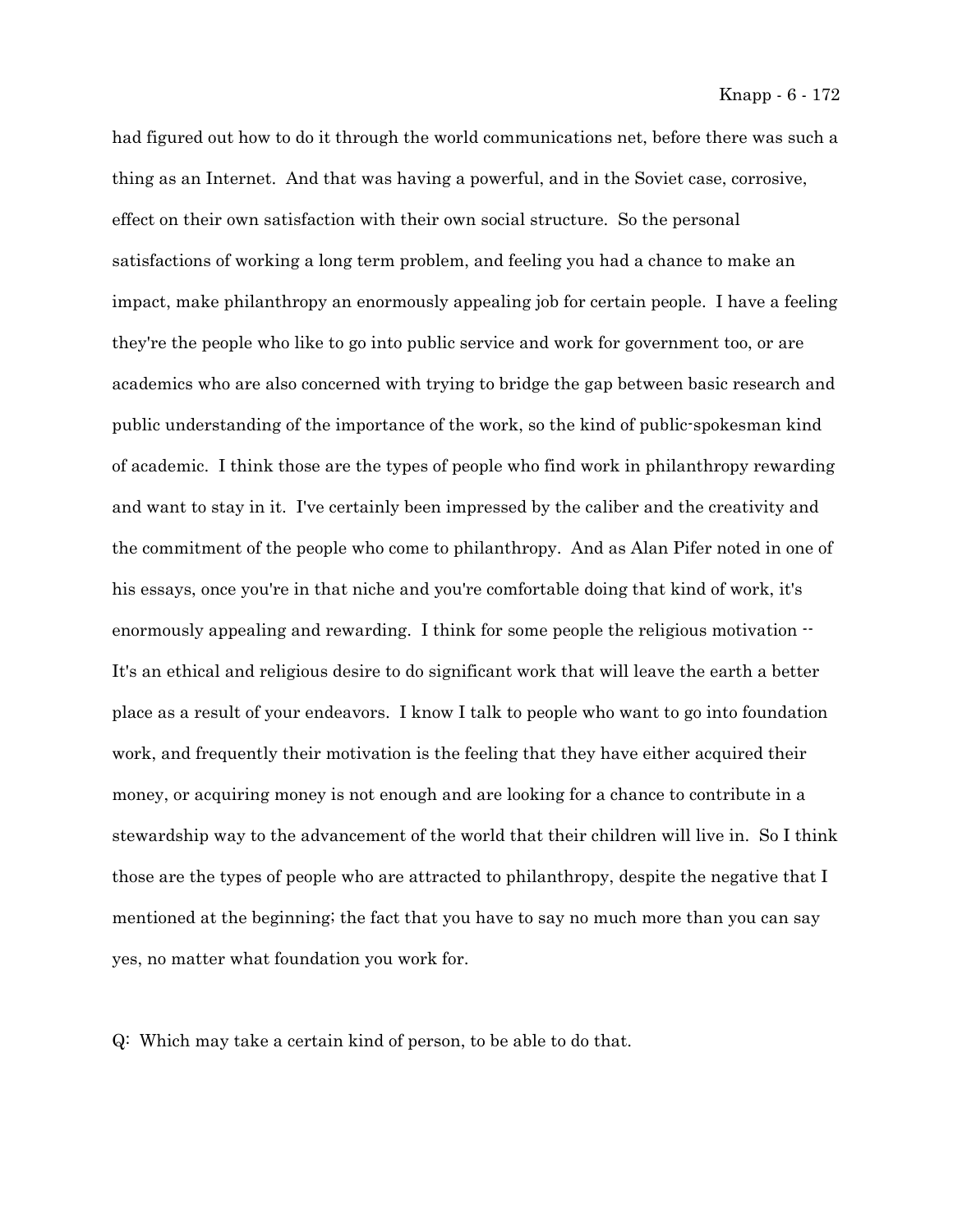had figured out how to do it through the world communications net, before there was such a thing as an Internet. And that was having a powerful, and in the Soviet case, corrosive, effect on their own satisfaction with their own social structure. So the personal satisfactions of working a long term problem, and feeling you had a chance to make an impact, make philanthropy an enormously appealing job for certain people. I have a feeling they're the people who like to go into public service and work for government too, or are academics who are also concerned with trying to bridge the gap between basic research and public understanding of the importance of the work, so the kind of public-spokesman kind of academic. I think those are the types of people who find work in philanthropy rewarding and want to stay in it. I've certainly been impressed by the caliber and the creativity and the commitment of the people who come to philanthropy. And as Alan Pifer noted in one of his essays, once you're in that niche and you're comfortable doing that kind of work, it's enormously appealing and rewarding. I think for some people the religious motivation -- It's an ethical and religious desire to do significant work that will leave the earth a better place as a result of your endeavors. I know I talk to people who want to go into foundation work, and frequently their motivation is the feeling that they have either acquired their money, or acquiring money is not enough and are looking for a chance to contribute in a stewardship way to the advancement of the world that their children will live in. So I think those are the types of people who are attracted to philanthropy, despite the negative that I mentioned at the beginning; the fact that you have to say no much more than you can say yes, no matter what foundation you work for.

Q: Which may take a certain kind of person, to be able to do that.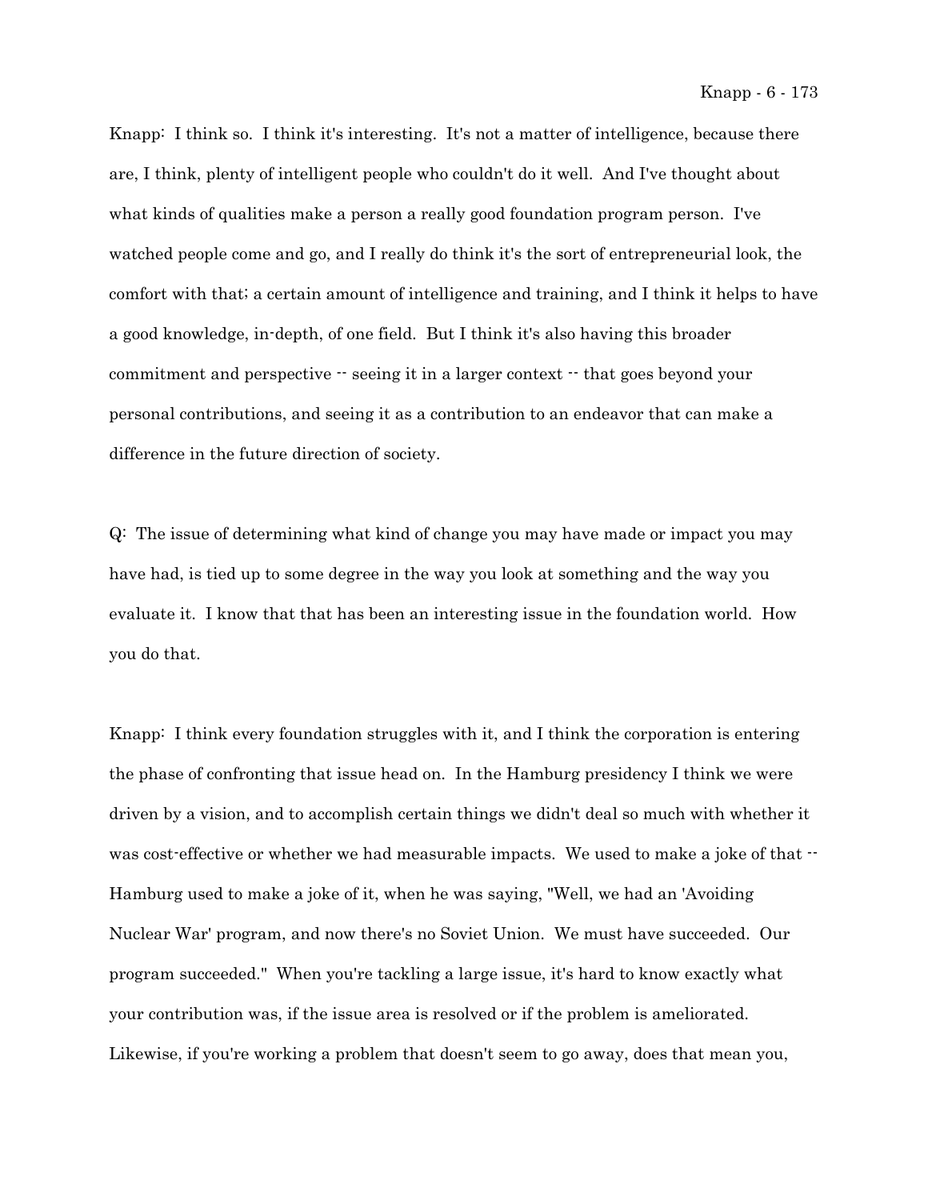Knapp: I think so. I think it's interesting. It's not a matter of intelligence, because there are, I think, plenty of intelligent people who couldn't do it well. And I've thought about what kinds of qualities make a person a really good foundation program person. I've watched people come and go, and I really do think it's the sort of entrepreneurial look, the comfort with that; a certain amount of intelligence and training, and I think it helps to have a good knowledge, in-depth, of one field. But I think it's also having this broader commitment and perspective -- seeing it in a larger context -- that goes beyond your personal contributions, and seeing it as a contribution to an endeavor that can make a difference in the future direction of society.

Q: The issue of determining what kind of change you may have made or impact you may have had, is tied up to some degree in the way you look at something and the way you evaluate it. I know that that has been an interesting issue in the foundation world. How you do that.

Knapp: I think every foundation struggles with it, and I think the corporation is entering the phase of confronting that issue head on. In the Hamburg presidency I think we were driven by a vision, and to accomplish certain things we didn't deal so much with whether it was cost-effective or whether we had measurable impacts. We used to make a joke of that -- Hamburg used to make a joke of it, when he was saying, "Well, we had an 'Avoiding Nuclear War' program, and now there's no Soviet Union. We must have succeeded. Our program succeeded." When you're tackling a large issue, it's hard to know exactly what your contribution was, if the issue area is resolved or if the problem is ameliorated. Likewise, if you're working a problem that doesn't seem to go away, does that mean you,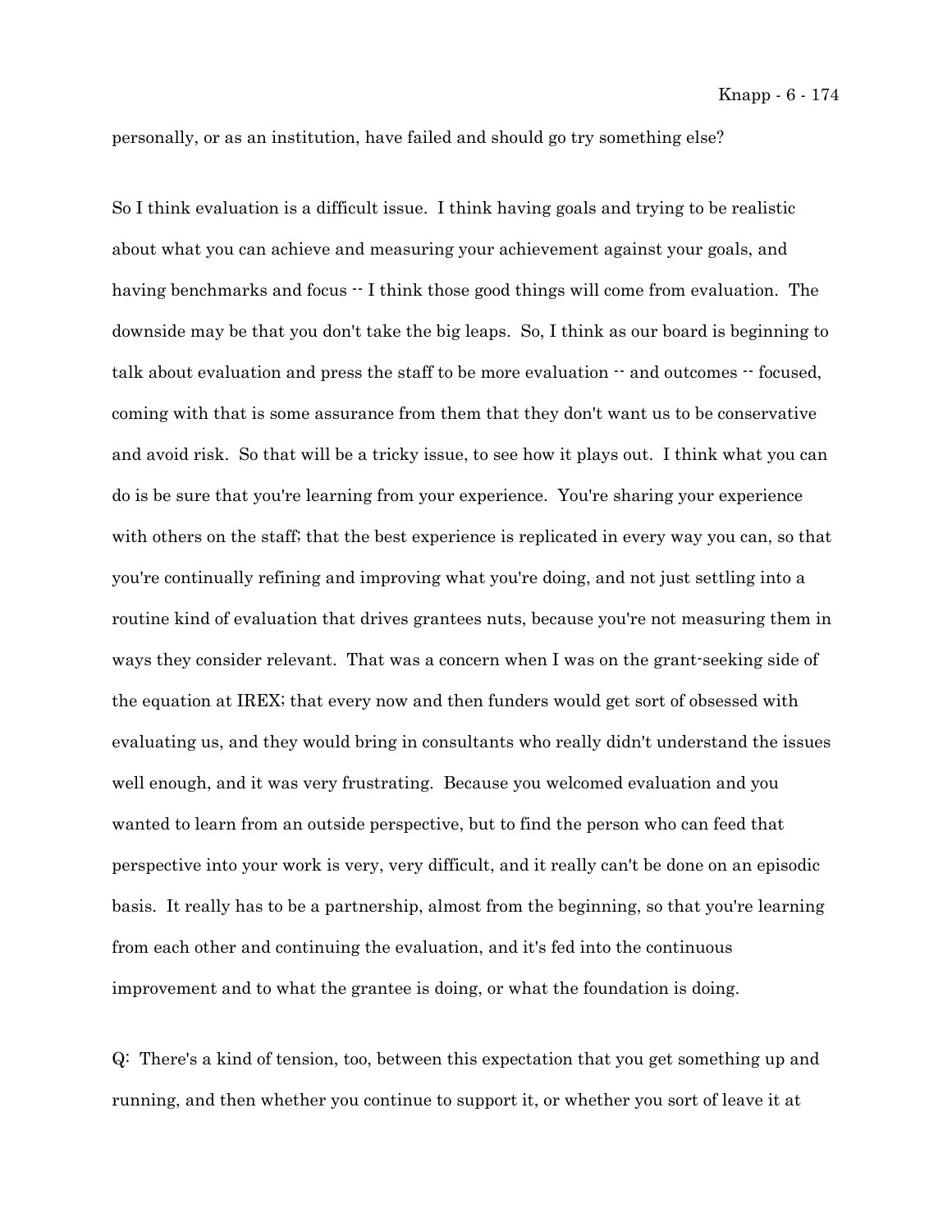personally, or as an institution, have failed and should go try something else?

So I think evaluation is a difficult issue. I think having goals and trying to be realistic about what you can achieve and measuring your achievement against your goals, and having benchmarks and focus -- I think those good things will come from evaluation. The downside may be that you don't take the big leaps. So, I think as our board is beginning to talk about evaluation and press the staff to be more evaluation -- and outcomes -- focused, coming with that is some assurance from them that they don't want us to be conservative and avoid risk. So that will be a tricky issue, to see how it plays out. I think what you can do is be sure that you're learning from your experience. You're sharing your experience with others on the staff; that the best experience is replicated in every way you can, so that you're continually refining and improving what you're doing, and not just settling into a routine kind of evaluation that drives grantees nuts, because you're not measuring them in ways they consider relevant. That was a concern when I was on the grant-seeking side of the equation at IREX; that every now and then funders would get sort of obsessed with evaluating us, and they would bring in consultants who really didn't understand the issues well enough, and it was very frustrating. Because you welcomed evaluation and you wanted to learn from an outside perspective, but to find the person who can feed that perspective into your work is very, very difficult, and it really can't be done on an episodic basis. It really has to be a partnership, almost from the beginning, so that you're learning from each other and continuing the evaluation, and it's fed into the continuous improvement and to what the grantee is doing, or what the foundation is doing.

Q: There's a kind of tension, too, between this expectation that you get something up and running, and then whether you continue to support it, or whether you sort of leave it at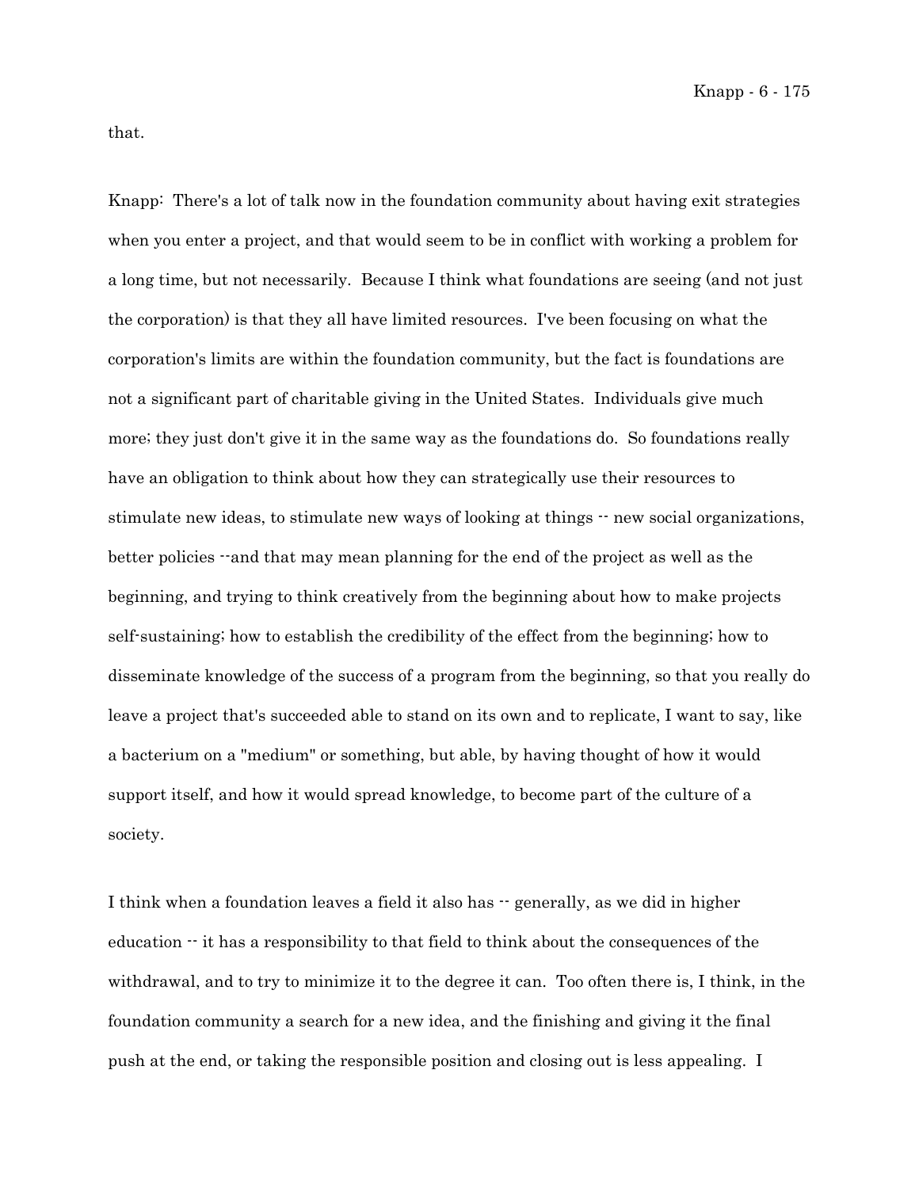that.

Knapp: There's a lot of talk now in the foundation community about having exit strategies when you enter a project, and that would seem to be in conflict with working a problem for a long time, but not necessarily. Because I think what foundations are seeing (and not just the corporation) is that they all have limited resources. I've been focusing on what the corporation's limits are within the foundation community, but the fact is foundations are not a significant part of charitable giving in the United States. Individuals give much more; they just don't give it in the same way as the foundations do. So foundations really have an obligation to think about how they can strategically use their resources to stimulate new ideas, to stimulate new ways of looking at things -- new social organizations, better policies --and that may mean planning for the end of the project as well as the beginning, and trying to think creatively from the beginning about how to make projects self-sustaining; how to establish the credibility of the effect from the beginning; how to disseminate knowledge of the success of a program from the beginning, so that you really do leave a project that's succeeded able to stand on its own and to replicate, I want to say, like a bacterium on a "medium" or something, but able, by having thought of how it would support itself, and how it would spread knowledge, to become part of the culture of a society.

I think when a foundation leaves a field it also has -- generally, as we did in higher education -- it has a responsibility to that field to think about the consequences of the withdrawal, and to try to minimize it to the degree it can. Too often there is, I think, in the foundation community a search for a new idea, and the finishing and giving it the final push at the end, or taking the responsible position and closing out is less appealing. I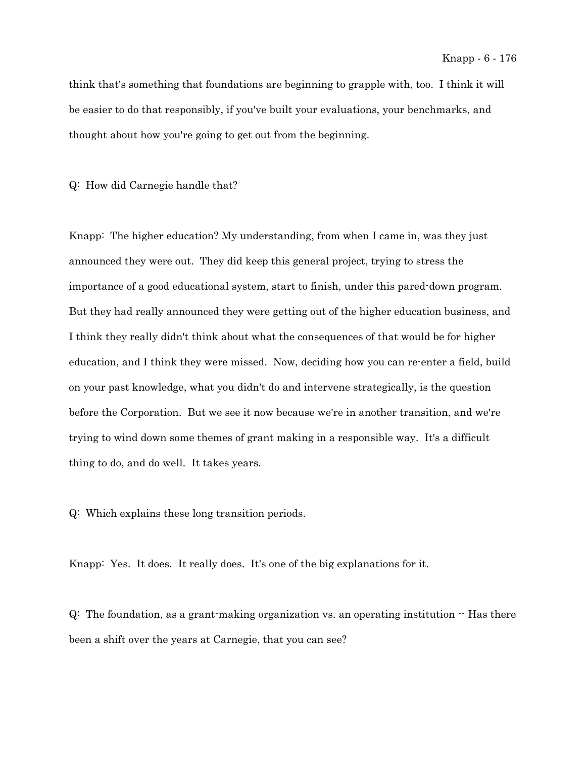think that's something that foundations are beginning to grapple with, too. I think it will be easier to do that responsibly, if you've built your evaluations, your benchmarks, and thought about how you're going to get out from the beginning.

Q: How did Carnegie handle that?

Knapp: The higher education? My understanding, from when I came in, was they just announced they were out. They did keep this general project, trying to stress the importance of a good educational system, start to finish, under this pared-down program. But they had really announced they were getting out of the higher education business, and I think they really didn't think about what the consequences of that would be for higher education, and I think they were missed. Now, deciding how you can re-enter a field, build on your past knowledge, what you didn't do and intervene strategically, is the question before the Corporation. But we see it now because we're in another transition, and we're trying to wind down some themes of grant making in a responsible way. It's a difficult thing to do, and do well. It takes years.

Q: Which explains these long transition periods.

Knapp: Yes. It does. It really does. It's one of the big explanations for it.

Q: The foundation, as a grant-making organization vs. an operating institution -- Has there been a shift over the years at Carnegie, that you can see?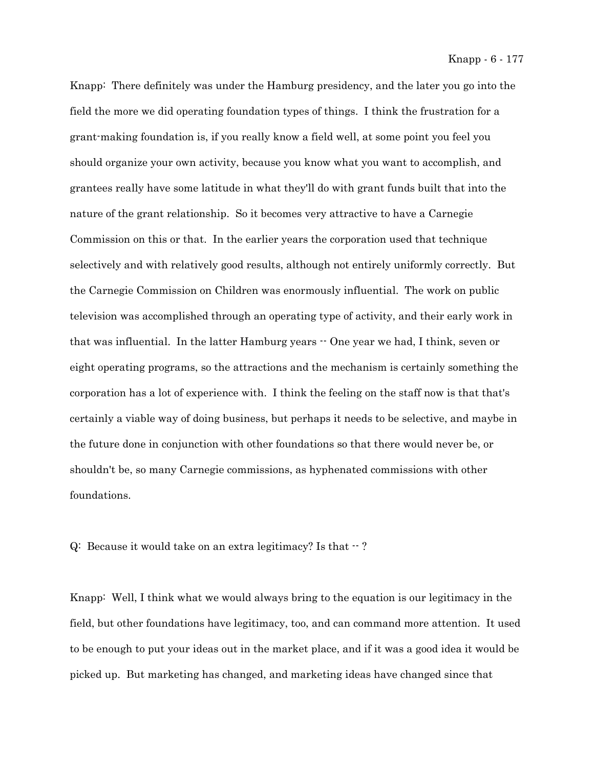Knapp: There definitely was under the Hamburg presidency, and the later you go into the field the more we did operating foundation types of things. I think the frustration for a grant-making foundation is, if you really know a field well, at some point you feel you should organize your own activity, because you know what you want to accomplish, and grantees really have some latitude in what they'll do with grant funds built that into the nature of the grant relationship. So it becomes very attractive to have a Carnegie Commission on this or that. In the earlier years the corporation used that technique selectively and with relatively good results, although not entirely uniformly correctly. But the Carnegie Commission on Children was enormously influential. The work on public television was accomplished through an operating type of activity, and their early work in that was influential. In the latter Hamburg years -- One year we had, I think, seven or eight operating programs, so the attractions and the mechanism is certainly something the corporation has a lot of experience with. I think the feeling on the staff now is that that's certainly a viable way of doing business, but perhaps it needs to be selective, and maybe in the future done in conjunction with other foundations so that there would never be, or shouldn't be, so many Carnegie commissions, as hyphenated commissions with other foundations.

Q: Because it would take on an extra legitimacy? Is that -- ?

Knapp: Well, I think what we would always bring to the equation is our legitimacy in the field, but other foundations have legitimacy, too, and can command more attention. It used to be enough to put your ideas out in the market place, and if it was a good idea it would be picked up. But marketing has changed, and marketing ideas have changed since that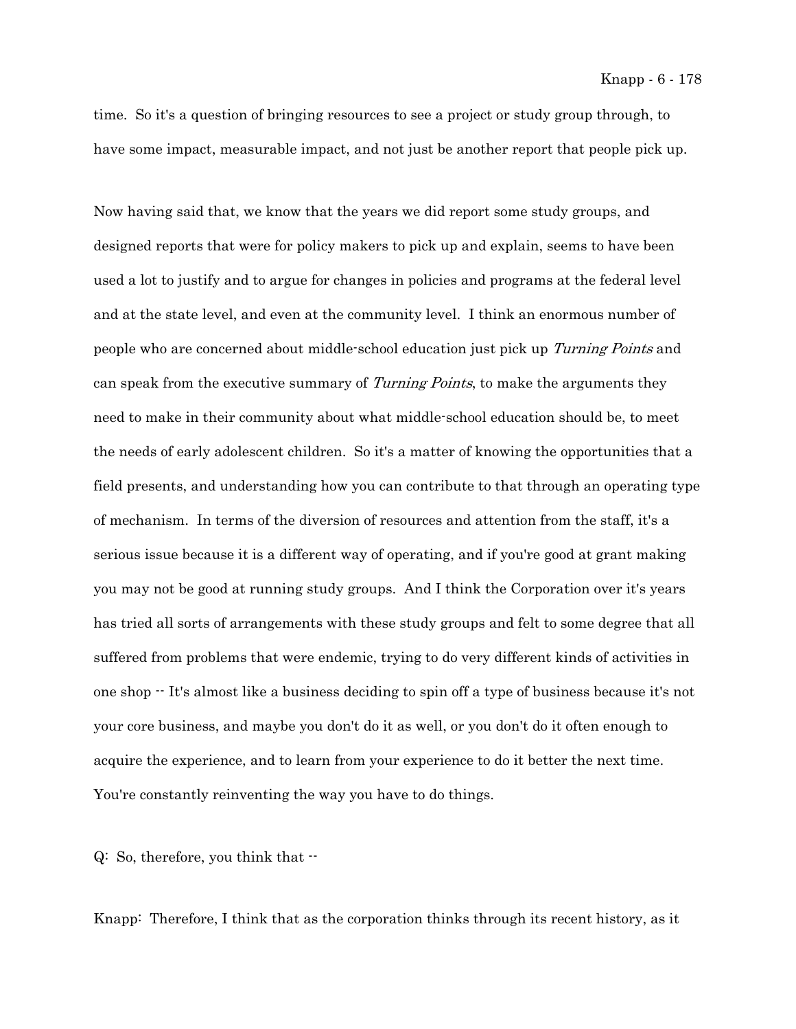time. So it's a question of bringing resources to see a project or study group through, to have some impact, measurable impact, and not just be another report that people pick up.

Now having said that, we know that the years we did report some study groups, and designed reports that were for policy makers to pick up and explain, seems to have been used a lot to justify and to argue for changes in policies and programs at the federal level and at the state level, and even at the community level. I think an enormous number of people who are concerned about middle-school education just pick up *Turning Points* and can speak from the executive summary of *Turning Points*, to make the arguments they need to make in their community about what middle-school education should be, to meet the needs of early adolescent children. So it's a matter of knowing the opportunities that a field presents, and understanding how you can contribute to that through an operating type of mechanism. In terms of the diversion of resources and attention from the staff, it's a serious issue because it is a different way of operating, and if you're good at grant making you may not be good at running study groups. And I think the Corporation over it's years has tried all sorts of arrangements with these study groups and felt to some degree that all suffered from problems that were endemic, trying to do very different kinds of activities in one shop -- It's almost like a business deciding to spin off a type of business because it's not your core business, and maybe you don't do it as well, or you don't do it often enough to acquire the experience, and to learn from your experience to do it better the next time. You're constantly reinventing the way you have to do things.

Q: So, therefore, you think that --

Knapp: Therefore, I think that as the corporation thinks through its recent history, as it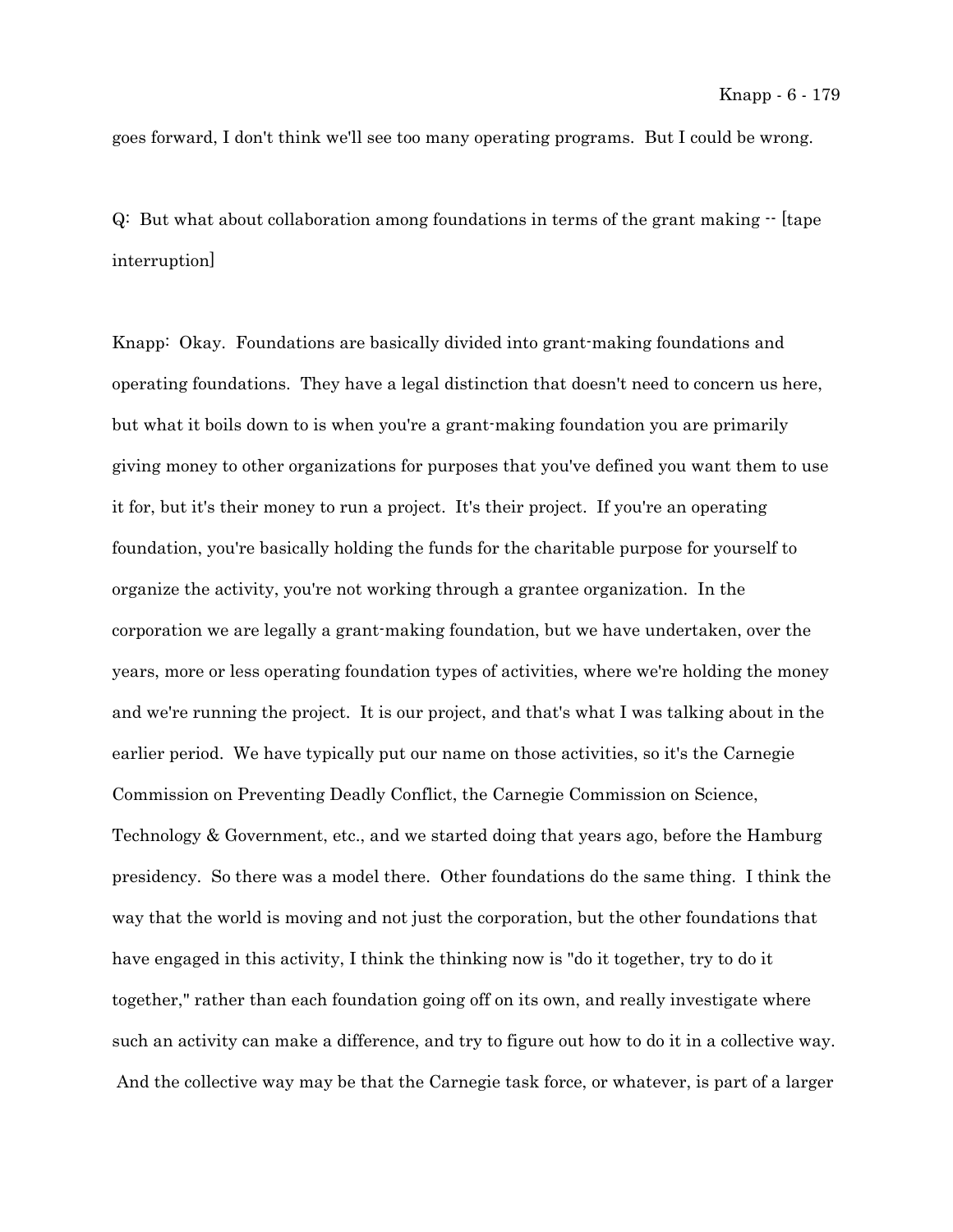goes forward, I don't think we'll see too many operating programs. But I could be wrong.

Q: But what about collaboration among foundations in terms of the grant making -- [tape interruption]

Knapp: Okay. Foundations are basically divided into grant-making foundations and operating foundations. They have a legal distinction that doesn't need to concern us here, but what it boils down to is when you're a grant-making foundation you are primarily giving money to other organizations for purposes that you've defined you want them to use it for, but it's their money to run a project. It's their project. If you're an operating foundation, you're basically holding the funds for the charitable purpose for yourself to organize the activity, you're not working through a grantee organization. In the corporation we are legally a grant-making foundation, but we have undertaken, over the years, more or less operating foundation types of activities, where we're holding the money and we're running the project. It is our project, and that's what I was talking about in the earlier period. We have typically put our name on those activities, so it's the Carnegie Commission on Preventing Deadly Conflict, the Carnegie Commission on Science, Technology & Government, etc., and we started doing that years ago, before the Hamburg presidency. So there was a model there. Other foundations do the same thing. I think the way that the world is moving and not just the corporation, but the other foundations that have engaged in this activity, I think the thinking now is "do it together, try to do it together," rather than each foundation going off on its own, and really investigate where such an activity can make a difference, and try to figure out how to do it in a collective way. And the collective way may be that the Carnegie task force, or whatever, is part of a larger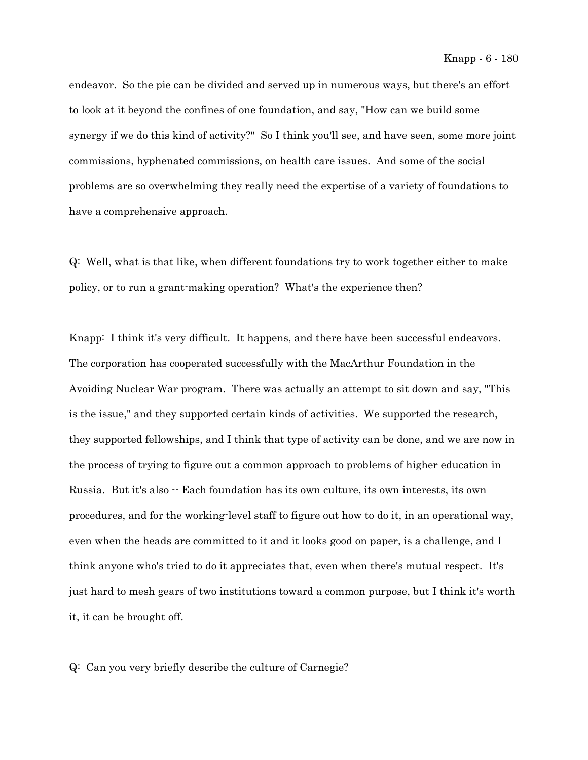endeavor. So the pie can be divided and served up in numerous ways, but there's an effort to look at it beyond the confines of one foundation, and say, "How can we build some synergy if we do this kind of activity?" So I think you'll see, and have seen, some more joint commissions, hyphenated commissions, on health care issues. And some of the social problems are so overwhelming they really need the expertise of a variety of foundations to have a comprehensive approach.

Q: Well, what is that like, when different foundations try to work together either to make policy, or to run a grant-making operation? What's the experience then?

Knapp: I think it's very difficult. It happens, and there have been successful endeavors. The corporation has cooperated successfully with the MacArthur Foundation in the Avoiding Nuclear War program. There was actually an attempt to sit down and say, "This is the issue," and they supported certain kinds of activities. We supported the research, they supported fellowships, and I think that type of activity can be done, and we are now in the process of trying to figure out a common approach to problems of higher education in Russia. But it's also -- Each foundation has its own culture, its own interests, its own procedures, and for the working-level staff to figure out how to do it, in an operational way, even when the heads are committed to it and it looks good on paper, is a challenge, and I think anyone who's tried to do it appreciates that, even when there's mutual respect. It's just hard to mesh gears of two institutions toward a common purpose, but I think it's worth it, it can be brought off.

Q: Can you very briefly describe the culture of Carnegie?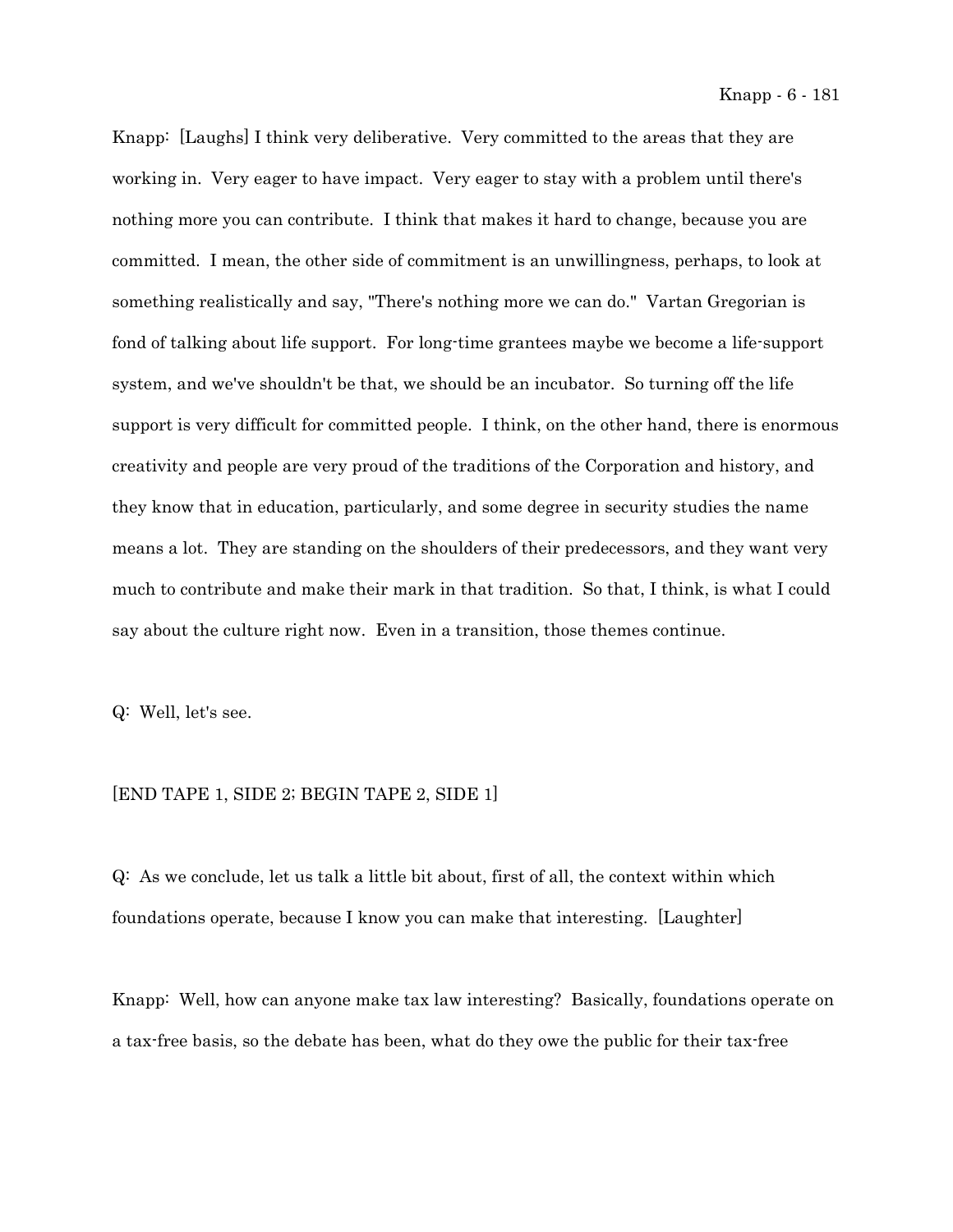Knapp: [Laughs] I think very deliberative. Very committed to the areas that they are working in. Very eager to have impact. Very eager to stay with a problem until there's nothing more you can contribute. I think that makes it hard to change, because you are committed. I mean, the other side of commitment is an unwillingness, perhaps, to look at something realistically and say, "There's nothing more we can do." Vartan Gregorian is fond of talking about life support. For long-time grantees maybe we become a life-support system, and we've shouldn't be that, we should be an incubator. So turning off the life support is very difficult for committed people. I think, on the other hand, there is enormous creativity and people are very proud of the traditions of the Corporation and history, and they know that in education, particularly, and some degree in security studies the name means a lot. They are standing on the shoulders of their predecessors, and they want very much to contribute and make their mark in that tradition. So that, I think, is what I could say about the culture right now. Even in a transition, those themes continue.

Q: Well, let's see.

[END TAPE 1, SIDE 2; BEGIN TAPE 2, SIDE 1]

Q: As we conclude, let us talk a little bit about, first of all, the context within which foundations operate, because I know you can make that interesting. [Laughter]

Knapp: Well, how can anyone make tax law interesting? Basically, foundations operate on a tax-free basis, so the debate has been, what do they owe the public for their tax-free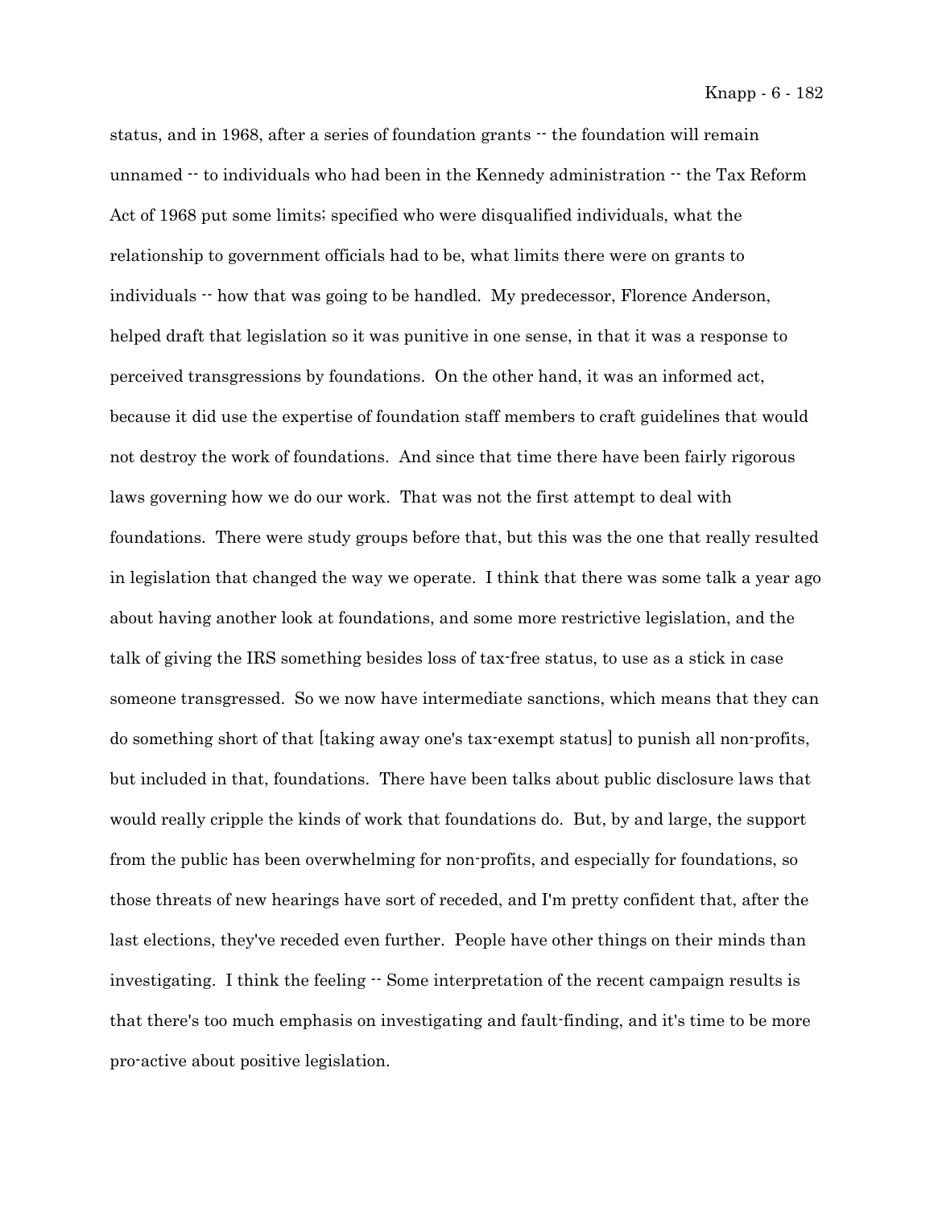status, and in 1968, after a series of foundation grants -- the foundation will remain unnamed -- to individuals who had been in the Kennedy administration -- the Tax Reform Act of 1968 put some limits; specified who were disqualified individuals, what the relationship to government officials had to be, what limits there were on grants to individuals -- how that was going to be handled. My predecessor, Florence Anderson, helped draft that legislation so it was punitive in one sense, in that it was a response to perceived transgressions by foundations. On the other hand, it was an informed act, because it did use the expertise of foundation staff members to craft guidelines that would not destroy the work of foundations. And since that time there have been fairly rigorous laws governing how we do our work. That was not the first attempt to deal with foundations. There were study groups before that, but this was the one that really resulted in legislation that changed the way we operate. I think that there was some talk a year ago about having another look at foundations, and some more restrictive legislation, and the talk of giving the IRS something besides loss of tax-free status, to use as a stick in case someone transgressed. So we now have intermediate sanctions, which means that they can do something short of that [taking away one's tax-exempt status] to punish all non-profits, but included in that, foundations. There have been talks about public disclosure laws that would really cripple the kinds of work that foundations do. But, by and large, the support from the public has been overwhelming for non-profits, and especially for foundations, so those threats of new hearings have sort of receded, and I'm pretty confident that, after the last elections, they've receded even further. People have other things on their minds than investigating. I think the feeling -- Some interpretation of the recent campaign results is that there's too much emphasis on investigating and fault-finding, and it's time to be more pro-active about positive legislation.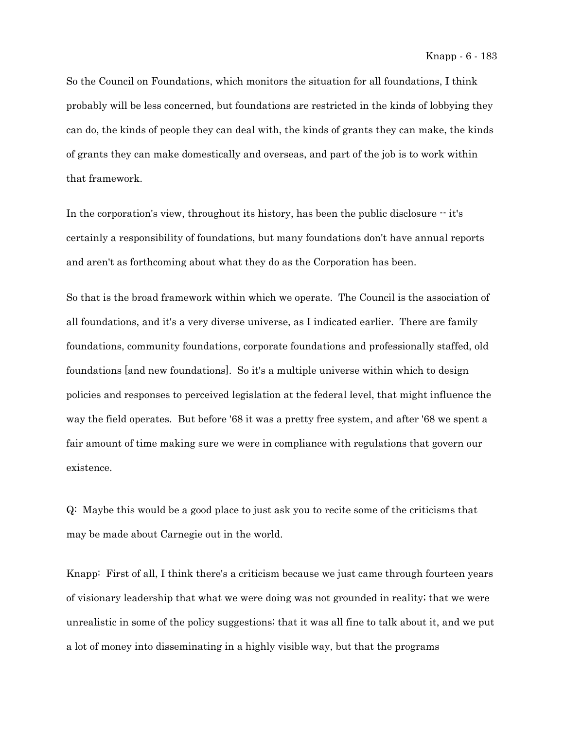So the Council on Foundations, which monitors the situation for all foundations, I think probably will be less concerned, but foundations are restricted in the kinds of lobbying they can do, the kinds of people they can deal with, the kinds of grants they can make, the kinds of grants they can make domestically and overseas, and part of the job is to work within that framework.

In the corporation's view, throughout its history, has been the public disclosure -- it's certainly a responsibility of foundations, but many foundations don't have annual reports and aren't as forthcoming about what they do as the Corporation has been.

So that is the broad framework within which we operate. The Council is the association of all foundations, and it's a very diverse universe, as I indicated earlier. There are family foundations, community foundations, corporate foundations and professionally staffed, old foundations [and new foundations]. So it's a multiple universe within which to design policies and responses to perceived legislation at the federal level, that might influence the way the field operates. But before '68 it was a pretty free system, and after '68 we spent a fair amount of time making sure we were in compliance with regulations that govern our existence.

Q: Maybe this would be a good place to just ask you to recite some of the criticisms that may be made about Carnegie out in the world.

Knapp: First of all, I think there's a criticism because we just came through fourteen years of visionary leadership that what we were doing was not grounded in reality; that we were unrealistic in some of the policy suggestions; that it was all fine to talk about it, and we put a lot of money into disseminating in a highly visible way, but that the programs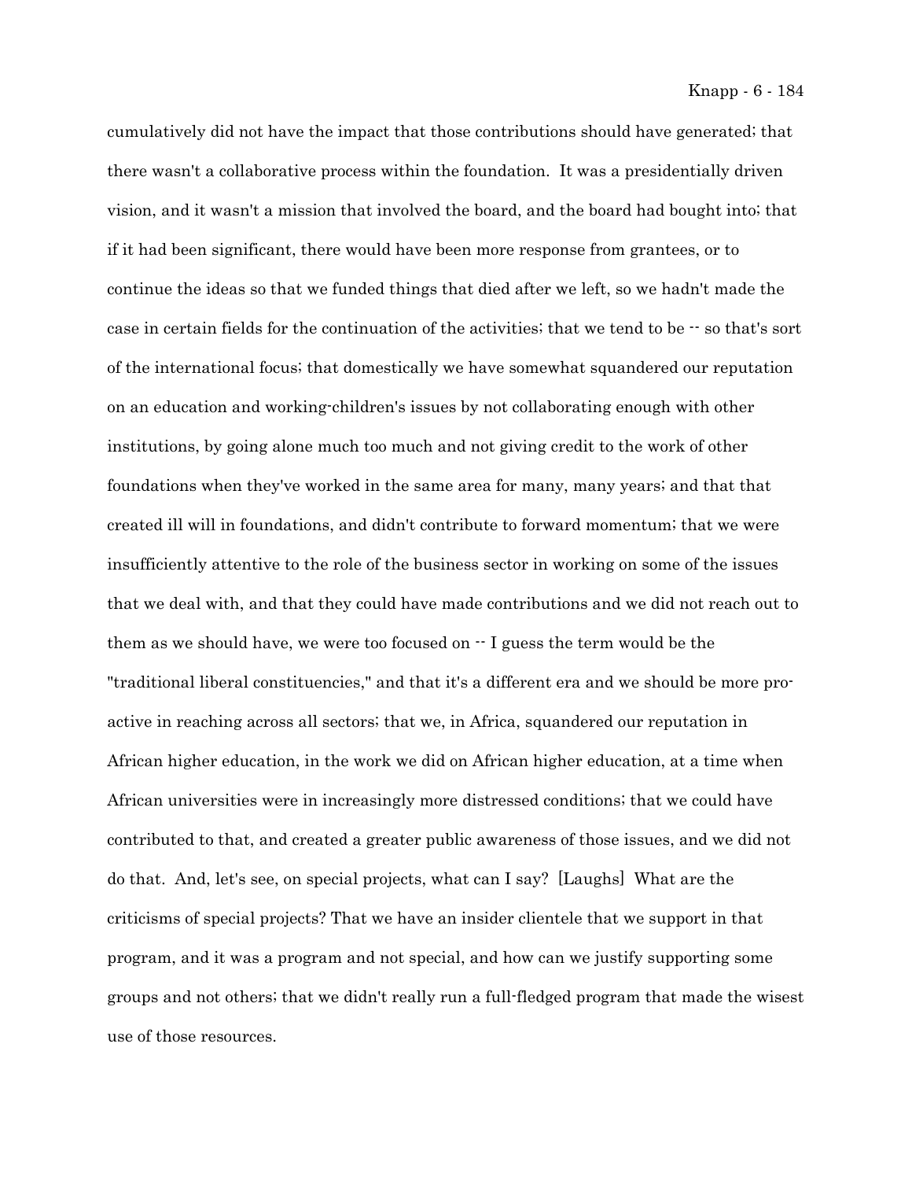cumulatively did not have the impact that those contributions should have generated; that there wasn't a collaborative process within the foundation. It was a presidentially driven vision, and it wasn't a mission that involved the board, and the board had bought into; that if it had been significant, there would have been more response from grantees, or to continue the ideas so that we funded things that died after we left, so we hadn't made the case in certain fields for the continuation of the activities; that we tend to be -- so that's sort of the international focus; that domestically we have somewhat squandered our reputation on an education and working-children's issues by not collaborating enough with other institutions, by going alone much too much and not giving credit to the work of other foundations when they've worked in the same area for many, many years; and that that created ill will in foundations, and didn't contribute to forward momentum; that we were insufficiently attentive to the role of the business sector in working on some of the issues that we deal with, and that they could have made contributions and we did not reach out to them as we should have, we were too focused on -- I guess the term would be the "traditional liberal constituencies," and that it's a different era and we should be more pro-active in reaching across all sectors; that we, in Africa, squandered our reputation in African higher education, in the work we did on African higher education, at a time when African universities were in increasingly more distressed conditions; that we could have contributed to that, and created a greater public awareness of those issues, and we did not do that. And, let's see, on special projects, what can I say? [Laughs] What are the criticisms of special projects? That we have an insider clientele that we support in that program, and it was a program and not special, and how can we justify supporting some groups and not others; that we didn't really run a full-fledged program that made the wisest use of those resources.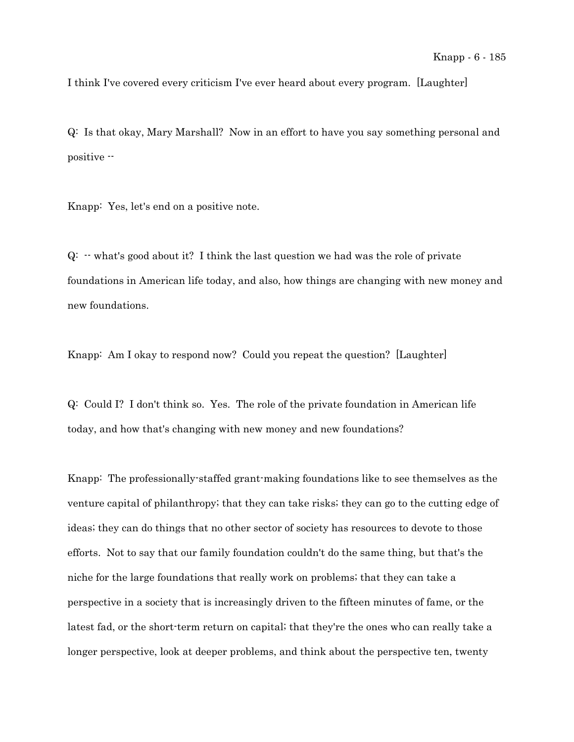I think I've covered every criticism I've ever heard about every program. [Laughter]

Q: Is that okay, Mary Marshall? Now in an effort to have you say something personal and positive --

Knapp: Yes, let's end on a positive note.

Q: -- what's good about it? I think the last question we had was the role of private foundations in American life today, and also, how things are changing with new money and new foundations.

Knapp: Am I okay to respond now? Could you repeat the question? [Laughter]

Q: Could I? I don't think so. Yes. The role of the private foundation in American life today, and how that's changing with new money and new foundations?

Knapp: The professionally-staffed grant-making foundations like to see themselves as the venture capital of philanthropy; that they can take risks; they can go to the cutting edge of ideas; they can do things that no other sector of society has resources to devote to those efforts. Not to say that our family foundation couldn't do the same thing, but that's the niche for the large foundations that really work on problems; that they can take a perspective in a society that is increasingly driven to the fifteen minutes of fame, or the latest fad, or the short-term return on capital; that they're the ones who can really take a longer perspective, look at deeper problems, and think about the perspective ten, twenty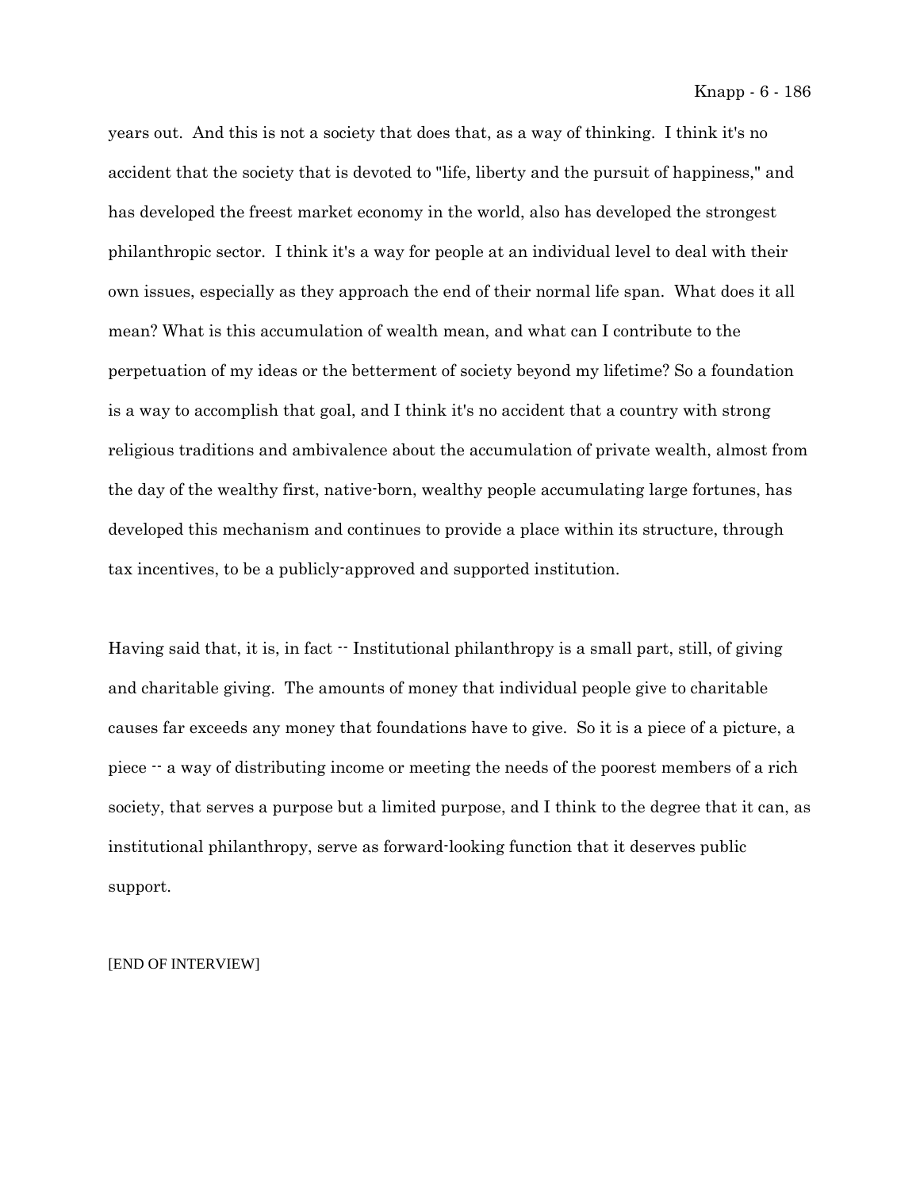years out. And this is not a society that does that, as a way of thinking. I think it's no accident that the society that is devoted to "life, liberty and the pursuit of happiness," and has developed the freest market economy in the world, also has developed the strongest philanthropic sector. I think it's a way for people at an individual level to deal with their own issues, especially as they approach the end of their normal life span. What does it all mean? What is this accumulation of wealth mean, and what can I contribute to the perpetuation of my ideas or the betterment of society beyond my lifetime? So a foundation is a way to accomplish that goal, and I think it's no accident that a country with strong religious traditions and ambivalence about the accumulation of private wealth, almost from the day of the wealthy first, native-born, wealthy people accumulating large fortunes, has developed this mechanism and continues to provide a place within its structure, through tax incentives, to be a publicly-approved and supported institution.

Having said that, it is, in fact -- Institutional philanthropy is a small part, still, of giving and charitable giving. The amounts of money that individual people give to charitable causes far exceeds any money that foundations have to give. So it is a piece of a picture, a piece -- a way of distributing income or meeting the needs of the poorest members of a rich society, that serves a purpose but a limited purpose, and I think to the degree that it can, as institutional philanthropy, serve as forward-looking function that it deserves public support.

[END OF INTERVIEW]